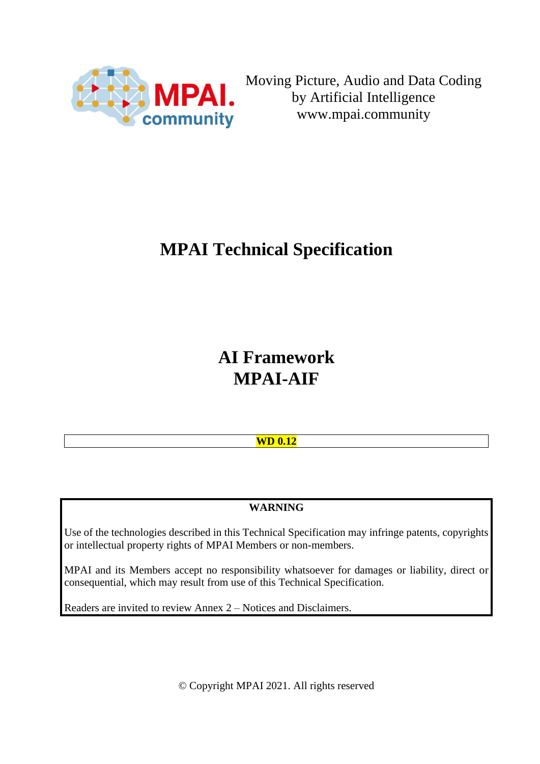Moving Picture, Audio and Data Coding
by Artificial Intelligence
www.mpai.community

# MPAI Technical Specification

# AI Framework
# MPAI-AIF

**WD 0.12**

**WARNING**

Use of the technologies described in this Technical Specification may infringe patents, copyrights or intellectual property rights of MPAI Members or non-members.

MPAI and its Members accept no responsibility whatsoever for damages or liability, direct or consequential, which may result from use of this Technical Specification.

Readers are invited to review Annex 2 – Notices and Disclaimers.

© Copyright MPAI 2021. All rights reserved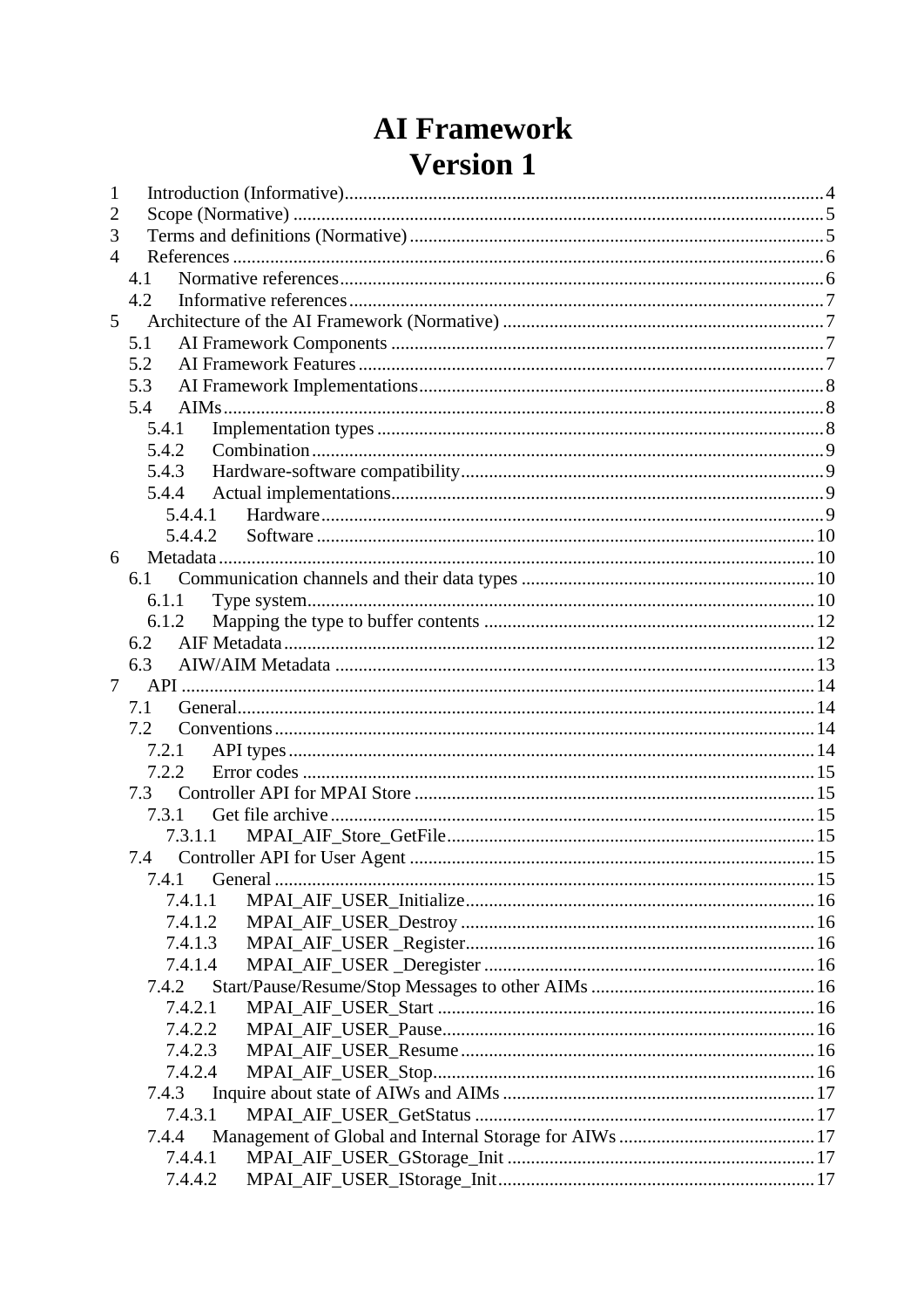# AI Framework
# Version 1

1 Introduction (Informative) 4
2 Scope (Normative) 5
3 Terms and definitions (Normative) 5
4 References 6
- 4.1 Normative references 6
- 4.2 Informative references 7

5 Architecture of the AI Framework (Normative) 7
- 5.1 AI Framework Components 7
- 5.2 AI Framework Features 7
- 5.3 AI Framework Implementations 8
- 5.4 AIMs 8
  - 5.4.1 Implementation types 8
  - 5.4.2 Combination 9
  - 5.4.3 Hardware-software compatibility 9
  - 5.4.4 Actual implementations 9
    - 5.4.4.1 Hardware 9
    - 5.4.4.2 Software 10

6 Metadata 10
- 6.1 Communication channels and their data types 10
  - 6.1.1 Type system 10
  - 6.1.2 Mapping the type to buffer contents 12
- 6.2 AIF Metadata 12
- 6.3 AIW/AIM Metadata 13

7 API 14
- 7.1 General 14
- 7.2 Conventions 14
  - 7.2.1 API types 14
  - 7.2.2 Error codes 15
- 7.3 Controller API for MPAI Store 15
  - 7.3.1 Get file archive 15
    - 7.3.1.1 MPAI_AIF_Store_GetFile 15
- 7.4 Controller API for User Agent 15
  - 7.4.1 General 15
    - 7.4.1.1 MPAI_AIF_USER_Initialize 16
    - 7.4.1.2 MPAI_AIF_USER_Destroy 16
    - 7.4.1.3 MPAI_AIF_USER _Register 16
    - 7.4.1.4 MPAI_AIF_USER _Deregister 16
  - 7.4.2 Start/Pause/Resume/Stop Messages to other AIMs 16
    - 7.4.2.1 MPAI_AIF_USER_Start 16
    - 7.4.2.2 MPAI_AIF_USER_Pause 16
    - 7.4.2.3 MPAI_AIF_USER_Resume 16
    - 7.4.2.4 MPAI_AIF_USER_Stop 16
  - 7.4.3 Inquire about state of AIWs and AIMs 17
    - 7.4.3.1 MPAI_AIF_USER_GetStatus 17
  - 7.4.4 Management of Global and Internal Storage for AIWs 17
    - 7.4.4.1 MPAI_AIF_USER_GStorage_Init 17
    - 7.4.4.2 MPAI_AIF_USER_IStorage_Init 17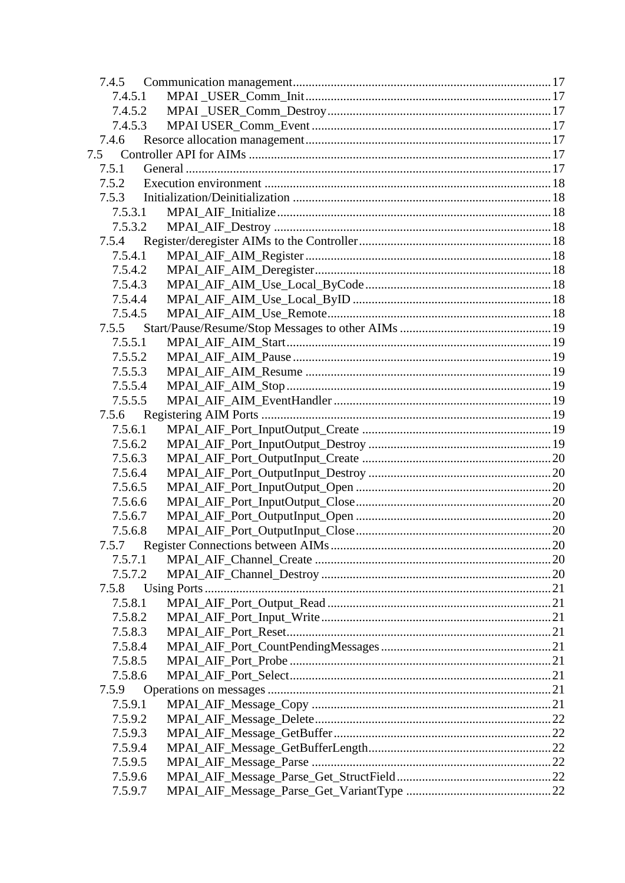7.4.5 Communication management ..... 17
  7.4.5.1 MPAI _USER_Comm_Init ..... 17
  7.4.5.2 MPAI _USER_Comm_Destroy ..... 17
  7.4.5.3 MPAI USER_Comm_Event ..... 17
7.4.6 Resorce allocation management ..... 17

7.5 Controller API for AIMs ..... 17
7.5.1 General ..... 17
7.5.2 Execution environment ..... 18
7.5.3 Initialization/Deinitialization ..... 18
  7.5.3.1 MPAI_AIF_Initialize ..... 18
  7.5.3.2 MPAI_AIF_Destroy ..... 18
7.5.4 Register/deregister AIMs to the Controller ..... 18
  7.5.4.1 MPAI_AIF_AIM_Register ..... 18
  7.5.4.2 MPAI_AIF_AIM_Deregister ..... 18
  7.5.4.3 MPAI_AIF_AIM_Use_Local_ByCode ..... 18
  7.5.4.4 MPAI_AIF_AIM_Use_Local_ByID ..... 18
  7.5.4.5 MPAI_AIF_AIM_Use_Remote ..... 18
7.5.5 Start/Pause/Resume/Stop Messages to other AIMs ..... 19
  7.5.5.1 MPAI_AIF_AIM_Start ..... 19
  7.5.5.2 MPAI_AIF_AIM_Pause ..... 19
  7.5.5.3 MPAI_AIF_AIM_Resume ..... 19
  7.5.5.4 MPAI_AIF_AIM_Stop ..... 19
  7.5.5.5 MPAI_AIF_AIM_EventHandler ..... 19
7.5.6 Registering AIM Ports ..... 19
  7.5.6.1 MPAI_AIF_Port_InputOutput_Create ..... 19
  7.5.6.2 MPAI_AIF_Port_InputOutput_Destroy ..... 19
  7.5.6.3 MPAI_AIF_Port_OutputInput_Create ..... 20
  7.5.6.4 MPAI_AIF_Port_OutputInput_Destroy ..... 20
  7.5.6.5 MPAI_AIF_Port_InputOutput_Open ..... 20
  7.5.6.6 MPAI_AIF_Port_InputOutput_Close ..... 20
  7.5.6.7 MPAI_AIF_Port_OutputInput_Open ..... 20
  7.5.6.8 MPAI_AIF_Port_OutputInput_Close ..... 20
7.5.7 Register Connections between AIMs ..... 20
  7.5.7.1 MPAI_AIF_Channel_Create ..... 20
  7.5.7.2 MPAI_AIF_Channel_Destroy ..... 20
7.5.8 Using Ports ..... 21
  7.5.8.1 MPAI_AIF_Port_Output_Read ..... 21
  7.5.8.2 MPAI_AIF_Port_Input_Write ..... 21
  7.5.8.3 MPAI_AIF_Port_Reset ..... 21
  7.5.8.4 MPAI_AIF_Port_CountPendingMessages ..... 21
  7.5.8.5 MPAI_AIF_Port_Probe ..... 21
  7.5.8.6 MPAI_AIF_Port_Select ..... 21
7.5.9 Operations on messages ..... 21
  7.5.9.1 MPAI_AIF_Message_Copy ..... 21
  7.5.9.2 MPAI_AIF_Message_Delete ..... 22
  7.5.9.3 MPAI_AIF_Message_GetBuffer ..... 22
  7.5.9.4 MPAI_AIF_Message_GetBufferLength ..... 22
  7.5.9.5 MPAI_AIF_Message_Parse ..... 22
  7.5.9.6 MPAI_AIF_Message_Parse_Get_StructField ..... 22
  7.5.9.7 MPAI_AIF_Message_Parse_Get_VariantType ..... 22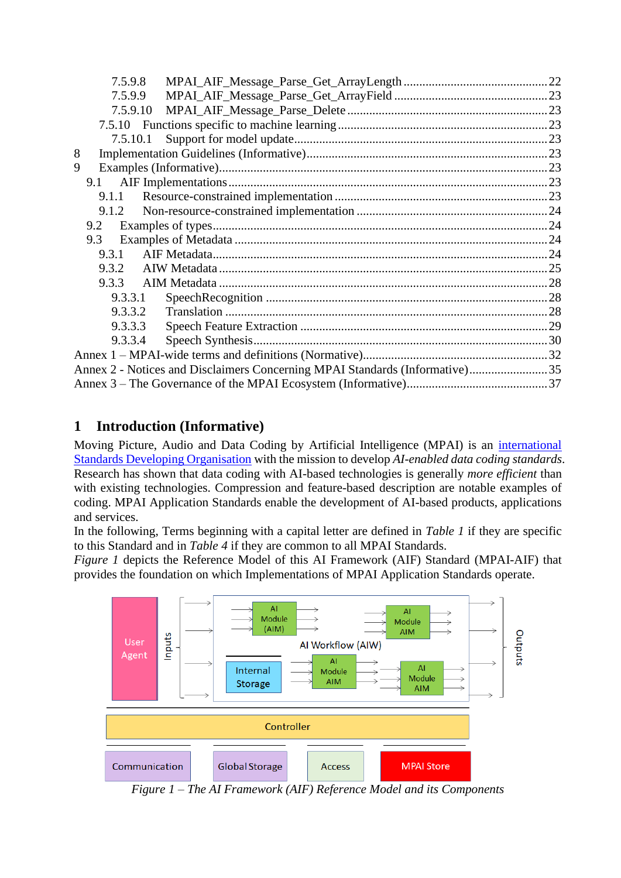7.5.9.8 MPAI_AIF_Message_Parse_Get_ArrayLength ... 22
7.5.9.9 MPAI_AIF_Message_Parse_Get_ArrayField ... 23
7.5.9.10 MPAI_AIF_Message_Parse_Delete ... 23
7.5.10 Functions specific to machine learning ... 23
7.5.10.1 Support for model update ... 23
8 Implementation Guidelines (Informative) ... 23
9 Examples (Informative) ... 23
9.1 AIF Implementations ... 23
9.1.1 Resource-constrained implementation ... 23
9.1.2 Non-resource-constrained implementation ... 24
9.2 Examples of types ... 24
9.3 Examples of Metadata ... 24
9.3.1 AIF Metadata ... 24
9.3.2 AIW Metadata ... 25
9.3.3 AIM Metadata ... 28
9.3.3.1 SpeechRecognition ... 28
9.3.3.2 Translation ... 28
9.3.3.3 Speech Feature Extraction ... 29
9.3.3.4 Speech Synthesis ... 30
Annex 1 – MPAI-wide terms and definitions (Normative) ... 32
Annex 2 - Notices and Disclaimers Concerning MPAI Standards (Informative) ... 35
Annex 3 – The Governance of the MPAI Ecosystem (Informative) ... 37

# 1 Introduction (Informative)

Moving Picture, Audio and Data Coding by Artificial Intelligence (MPAI) is an international Standards Developing Organisation with the mission to develop *AI-enabled data coding standards*. Research has shown that data coding with AI-based technologies is generally *more efficient* than with existing technologies. Compression and feature-based description are notable examples of coding. MPAI Application Standards enable the development of AI-based products, applications and services.

In the following, Terms beginning with a capital letter are defined in *Table 1* if they are specific to this Standard and in *Table 4* if they are common to all MPAI Standards.

*Figure 1* depicts the Reference Model of this AI Framework (AIF) Standard (MPAI-AIF) that provides the foundation on which Implementations of MPAI Application Standards operate.

User Agent | Inputs | AI Module (AIM) | AI Module AIM | AI Workflow (AIW) | Internal Storage | AI Module AIM | AI Module AIM | Outputs | Controller | Communication | Global Storage | Access | MPAI Store

*Figure 1 – The AI Framework (AIF) Reference Model and its Components*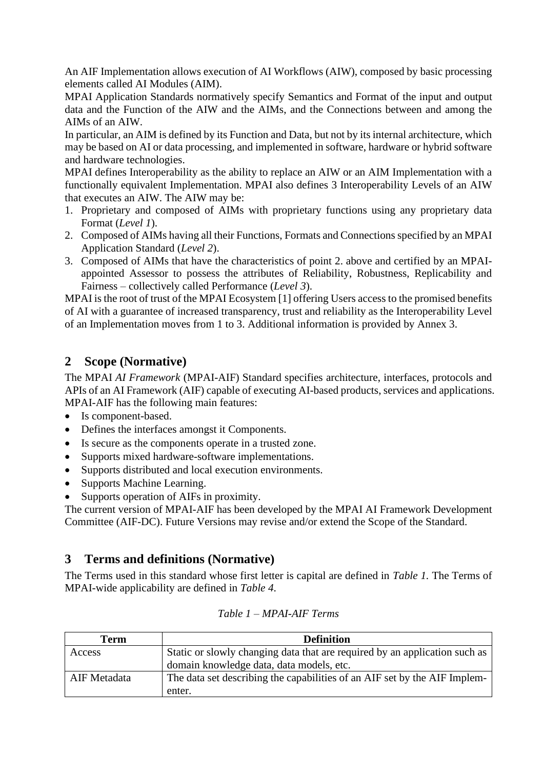An AIF Implementation allows execution of AI Workflows (AIW), composed by basic processing elements called AI Modules (AIM).

MPAI Application Standards normatively specify Semantics and Format of the input and output data and the Function of the AIW and the AIMs, and the Connections between and among the AIMs of an AIW.

In particular, an AIM is defined by its Function and Data, but not by its internal architecture, which may be based on AI or data processing, and implemented in software, hardware or hybrid software and hardware technologies.

MPAI defines Interoperability as the ability to replace an AIW or an AIM Implementation with a functionally equivalent Implementation. MPAI also defines 3 Interoperability Levels of an AIW that executes an AIW. The AIW may be:

1. Proprietary and composed of AIMs with proprietary functions using any proprietary data Format (*Level 1*).
2. Composed of AIMs having all their Functions, Formats and Connections specified by an MPAI Application Standard (*Level 2*).
3. Composed of AIMs that have the characteristics of point 2. above and certified by an MPAI-appointed Assessor to possess the attributes of Reliability, Robustness, Replicability and Fairness – collectively called Performance (*Level 3*).

MPAI is the root of trust of the MPAI Ecosystem [1] offering Users access to the promised benefits of AI with a guarantee of increased transparency, trust and reliability as the Interoperability Level of an Implementation moves from 1 to 3. Additional information is provided by Annex 3.

## 2 Scope (Normative)

The MPAI *AI Framework* (MPAI-AIF) Standard specifies architecture, interfaces, protocols and APIs of an AI Framework (AIF) capable of executing AI-based products, services and applications. MPAI-AIF has the following main features:

- Is component-based.
- Defines the interfaces amongst it Components.
- Is secure as the components operate in a trusted zone.
- Supports mixed hardware-software implementations.
- Supports distributed and local execution environments.
- Supports Machine Learning.
- Supports operation of AIFs in proximity.

The current version of MPAI-AIF has been developed by the MPAI AI Framework Development Committee (AIF-DC). Future Versions may revise and/or extend the Scope of the Standard.

## 3 Terms and definitions (Normative)

The Terms used in this standard whose first letter is capital are defined in *Table 1*. The Terms of MPAI-wide applicability are defined in *Table 4*.

*Table 1 – MPAI-AIF Terms*

| Term | Definition |
| --- | --- |
| Access | Static or slowly changing data that are required by an application such as domain knowledge data, data models, etc. |
| AIF Metadata | The data set describing the capabilities of an AIF set by the AIF Implem-enter. |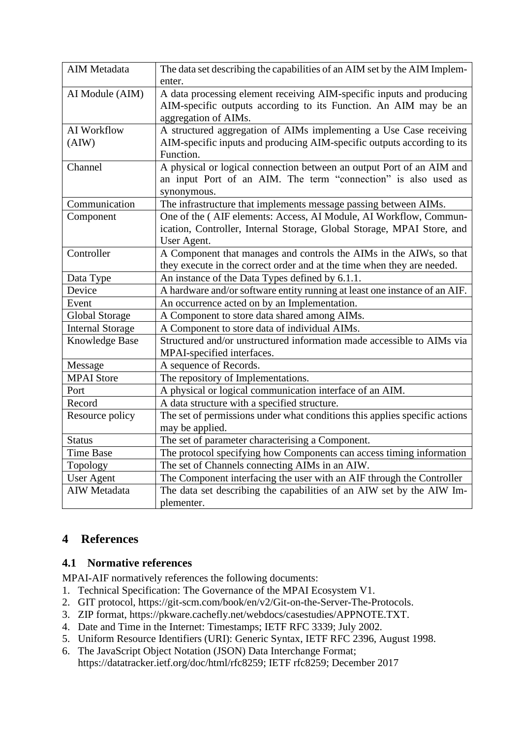| AIM Metadata | The data set describing the capabilities of an AIM set by the AIM Implementer. |
|---|---|
| AI Module (AIM) | A data processing element receiving AIM-specific inputs and producing AIM-specific outputs according to its Function. An AIM may be an aggregation of AIMs. |
| AI Workflow (AIW) | A structured aggregation of AIMs implementing a Use Case receiving AIM-specific inputs and producing AIM-specific outputs according to its Function. |
| Channel | A physical or logical connection between an output Port of an AIM and an input Port of an AIM. The term "connection" is also used as synonymous. |
| Communication | The infrastructure that implements message passing between AIMs. |
| Component | One of the ( AIF elements: Access, AI Module, AI Workflow, Communication, Controller, Internal Storage, Global Storage, MPAI Store, and User Agent. |
| Controller | A Component that manages and controls the AIMs in the AIWs, so that they execute in the correct order and at the time when they are needed. |
| Data Type | An instance of the Data Types defined by 6.1.1. |
| Device | A hardware and/or software entity running at least one instance of an AIF. |
| Event | An occurrence acted on by an Implementation. |
| Global Storage | A Component to store data shared among AIMs. |
| Internal Storage | A Component to store data of individual AIMs. |
| Knowledge Base | Structured and/or unstructured information made accessible to AIMs via MPAI-specified interfaces. |
| Message | A sequence of Records. |
| MPAI Store | The repository of Implementations. |
| Port | A physical or logical communication interface of an AIM. |
| Record | A data structure with a specified structure. |
| Resource policy | The set of permissions under what conditions this applies specific actions may be applied. |
| Status | The set of parameter characterising a Component. |
| Time Base | The protocol specifying how Components can access timing information |
| Topology | The set of Channels connecting AIMs in an AIW. |
| User Agent | The Component interfacing the user with an AIF through the Controller |
| AIW Metadata | The data set describing the capabilities of an AIW set by the AIW Implementer. |

# 4 References

## 4.1 Normative references

MPAI-AIF normatively references the following documents:

1. Technical Specification: The Governance of the MPAI Ecosystem V1.
2. GIT protocol, https://git-scm.com/book/en/v2/Git-on-the-Server-The-Protocols.
3. ZIP format, https://pkware.cachefly.net/webdocs/casestudies/APPNOTE.TXT.
4. Date and Time in the Internet: Timestamps; IETF RFC 3339; July 2002.
5. Uniform Resource Identifiers (URI): Generic Syntax, IETF RFC 2396, August 1998.
6. The JavaScript Object Notation (JSON) Data Interchange Format; https://datatracker.ietf.org/doc/html/rfc8259; IETF rfc8259; December 2017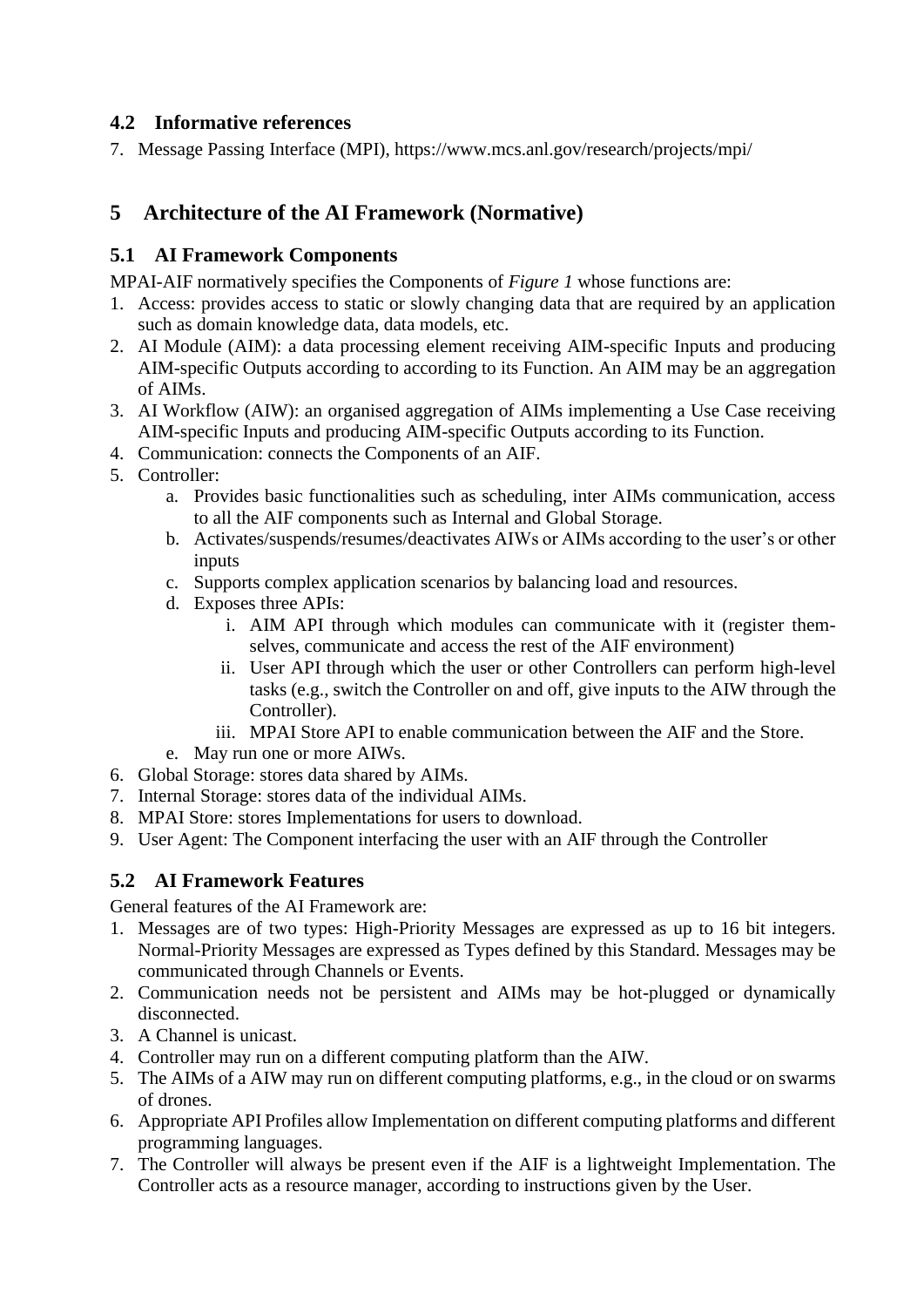### 4.2 Informative references

7. Message Passing Interface (MPI), https://www.mcs.anl.gov/research/projects/mpi/

## 5 Architecture of the AI Framework (Normative)

### 5.1 AI Framework Components

MPAI-AIF normatively specifies the Components of *Figure 1* whose functions are:

1. Access: provides access to static or slowly changing data that are required by an application such as domain knowledge data, data models, etc.
2. AI Module (AIM): a data processing element receiving AIM-specific Inputs and producing AIM-specific Outputs according to according to its Function. An AIM may be an aggregation of AIMs.
3. AI Workflow (AIW): an organised aggregation of AIMs implementing a Use Case receiving AIM-specific Inputs and producing AIM-specific Outputs according to its Function.
4. Communication: connects the Components of an AIF.
5. Controller:
    a. Provides basic functionalities such as scheduling, inter AIMs communication, access to all the AIF components such as Internal and Global Storage.
    b. Activates/suspends/resumes/deactivates AIWs or AIMs according to the user's or other inputs
    c. Supports complex application scenarios by balancing load and resources.
    d. Exposes three APIs:
        i. AIM API through which modules can communicate with it (register themselves, communicate and access the rest of the AIF environment)
        ii. User API through which the user or other Controllers can perform high-level tasks (e.g., switch the Controller on and off, give inputs to the AIW through the Controller).
        iii. MPAI Store API to enable communication between the AIF and the Store.
    e. May run one or more AIWs.
6. Global Storage: stores data shared by AIMs.
7. Internal Storage: stores data of the individual AIMs.
8. MPAI Store: stores Implementations for users to download.
9. User Agent: The Component interfacing the user with an AIF through the Controller

### 5.2 AI Framework Features

General features of the AI Framework are:

1. Messages are of two types: High-Priority Messages are expressed as up to 16 bit integers. Normal-Priority Messages are expressed as Types defined by this Standard. Messages may be communicated through Channels or Events.
2. Communication needs not be persistent and AIMs may be hot-plugged or dynamically disconnected.
3. A Channel is unicast.
4. Controller may run on a different computing platform than the AIW.
5. The AIMs of a AIW may run on different computing platforms, e.g., in the cloud or on swarms of drones.
6. Appropriate API Profiles allow Implementation on different computing platforms and different programming languages.
7. The Controller will always be present even if the AIF is a lightweight Implementation. The Controller acts as a resource manager, according to instructions given by the User.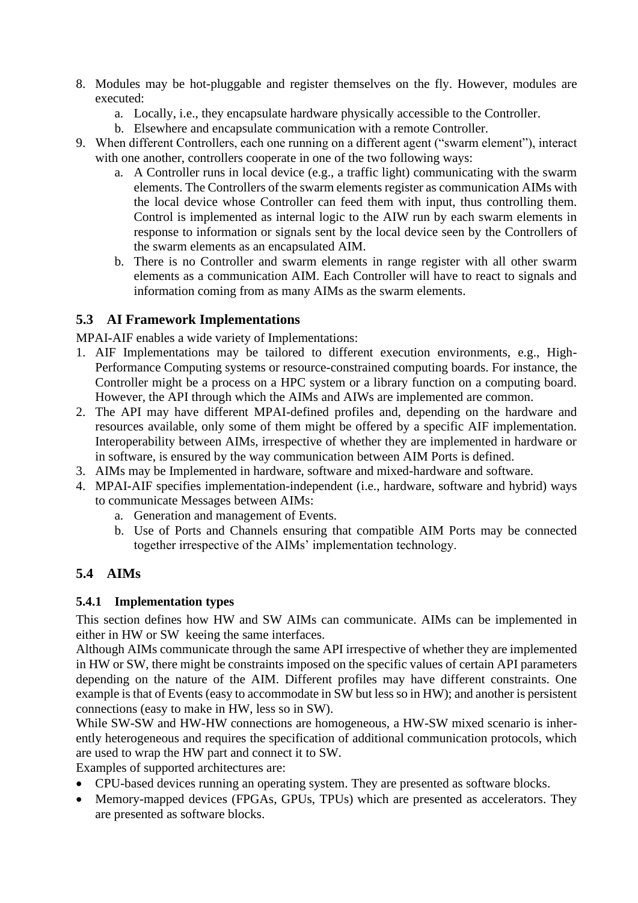8. Modules may be hot-pluggable and register themselves on the fly. However, modules are executed:
    a. Locally, i.e., they encapsulate hardware physically accessible to the Controller.
    b. Elsewhere and encapsulate communication with a remote Controller.
9. When different Controllers, each one running on a different agent ("swarm element"), interact with one another, controllers cooperate in one of the two following ways:
    a. A Controller runs in local device (e.g., a traffic light) communicating with the swarm elements. The Controllers of the swarm elements register as communication AIMs with the local device whose Controller can feed them with input, thus controlling them. Control is implemented as internal logic to the AIW run by each swarm elements in response to information or signals sent by the local device seen by the Controllers of the swarm elements as an encapsulated AIM.
    b. There is no Controller and swarm elements in range register with all other swarm elements as a communication AIM. Each Controller will have to react to signals and information coming from as many AIMs as the swarm elements.

## 5.3 AI Framework Implementations

MPAI-AIF enables a wide variety of Implementations:

1. AIF Implementations may be tailored to different execution environments, e.g., High-Performance Computing systems or resource-constrained computing boards. For instance, the Controller might be a process on a HPC system or a library function on a computing board. However, the API through which the AIMs and AIWs are implemented are common.
2. The API may have different MPAI-defined profiles and, depending on the hardware and resources available, only some of them might be offered by a specific AIF implementation. Interoperability between AIMs, irrespective of whether they are implemented in hardware or in software, is ensured by the way communication between AIM Ports is defined.
3. AIMs may be Implemented in hardware, software and mixed-hardware and software.
4. MPAI-AIF specifies implementation-independent (i.e., hardware, software and hybrid) ways to communicate Messages between AIMs:
    a. Generation and management of Events.
    b. Use of Ports and Channels ensuring that compatible AIM Ports may be connected together irrespective of the AIMs' implementation technology.

## 5.4 AIMs

### 5.4.1 Implementation types

This section defines how HW and SW AIMs can communicate. AIMs can be implemented in either in HW or SW keeing the same interfaces.

Although AIMs communicate through the same API irrespective of whether they are implemented in HW or SW, there might be constraints imposed on the specific values of certain API parameters depending on the nature of the AIM. Different profiles may have different constraints. One example is that of Events (easy to accommodate in SW but less so in HW); and another is persistent connections (easy to make in HW, less so in SW).

While SW-SW and HW-HW connections are homogeneous, a HW-SW mixed scenario is inherently heterogeneous and requires the specification of additional communication protocols, which are used to wrap the HW part and connect it to SW.

Examples of supported architectures are:

- CPU-based devices running an operating system. They are presented as software blocks.
- Memory-mapped devices (FPGAs, GPUs, TPUs) which are presented as accelerators. They are presented as software blocks.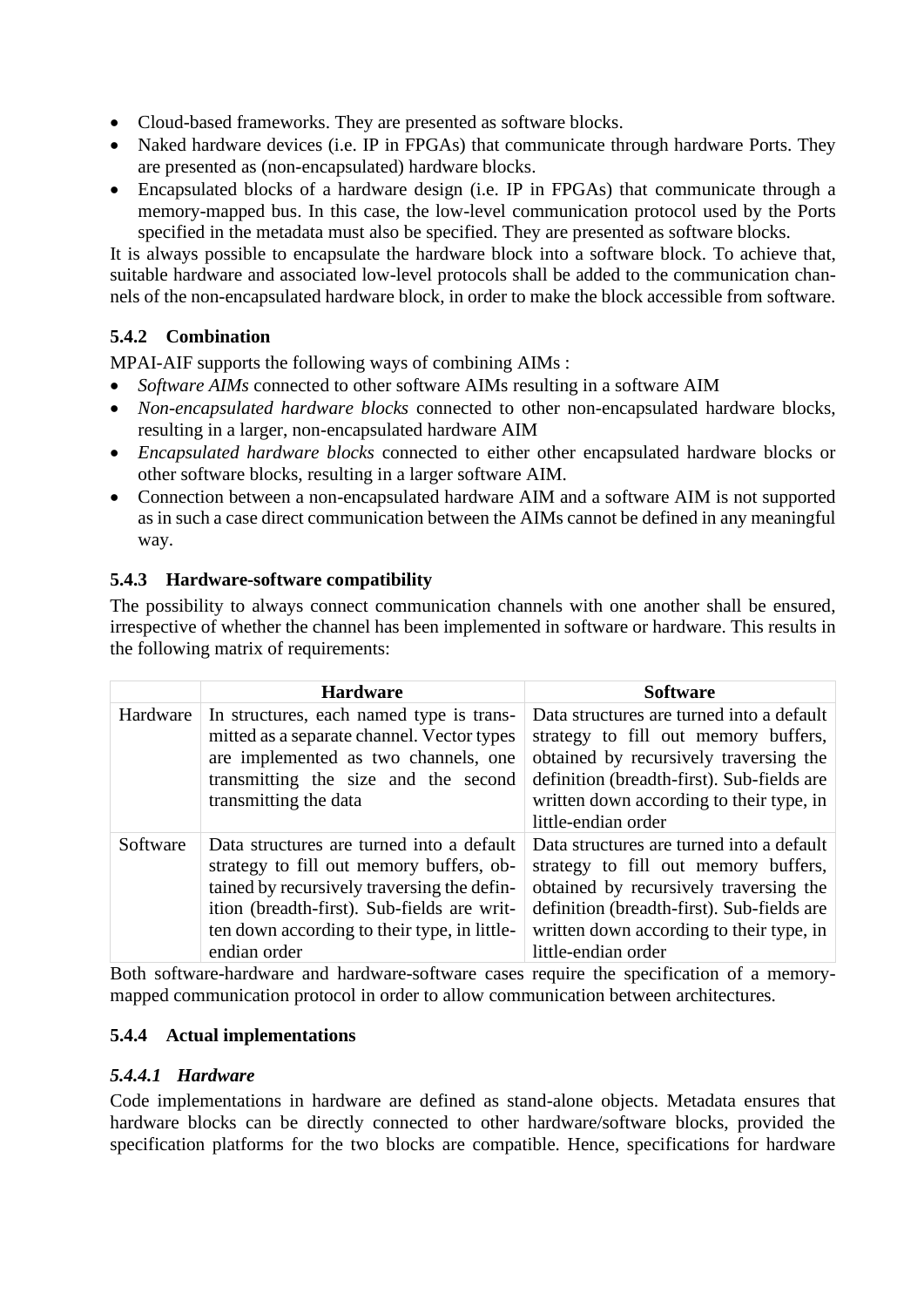- Cloud-based frameworks. They are presented as software blocks.
- Naked hardware devices (i.e. IP in FPGAs) that communicate through hardware Ports. They are presented as (non-encapsulated) hardware blocks.
- Encapsulated blocks of a hardware design (i.e. IP in FPGAs) that communicate through a memory-mapped bus. In this case, the low-level communication protocol used by the Ports specified in the metadata must also be specified. They are presented as software blocks.

It is always possible to encapsulate the hardware block into a software block. To achieve that, suitable hardware and associated low-level protocols shall be added to the communication channels of the non-encapsulated hardware block, in order to make the block accessible from software.

### 5.4.2 Combination

MPAI-AIF supports the following ways of combining AIMs :

- *Software AIMs* connected to other software AIMs resulting in a software AIM
- *Non-encapsulated hardware blocks* connected to other non-encapsulated hardware blocks, resulting in a larger, non-encapsulated hardware AIM
- *Encapsulated hardware blocks* connected to either other encapsulated hardware blocks or other software blocks, resulting in a larger software AIM.
- Connection between a non-encapsulated hardware AIM and a software AIM is not supported as in such a case direct communication between the AIMs cannot be defined in any meaningful way.

### 5.4.3 Hardware-software compatibility

The possibility to always connect communication channels with one another shall be ensured, irrespective of whether the channel has been implemented in software or hardware. This results in the following matrix of requirements:

| | **Hardware** | **Software** |
|---|---|---|
| Hardware | In structures, each named type is transmitted as a separate channel. Vector types are implemented as two channels, one transmitting the size and the second transmitting the data | Data structures are turned into a default strategy to fill out memory buffers, obtained by recursively traversing the definition (breadth-first). Sub-fields are written down according to their type, in little-endian order |
| Software | Data structures are turned into a default strategy to fill out memory buffers, obtained by recursively traversing the definition (breadth-first). Sub-fields are written down according to their type, in little-endian order | Data structures are turned into a default strategy to fill out memory buffers, obtained by recursively traversing the definition (breadth-first). Sub-fields are written down according to their type, in little-endian order |

Both software-hardware and hardware-software cases require the specification of a memory-mapped communication protocol in order to allow communication between architectures.

### 5.4.4 Actual implementations

#### *5.4.4.1 Hardware*

Code implementations in hardware are defined as stand-alone objects. Metadata ensures that hardware blocks can be directly connected to other hardware/software blocks, provided the specification platforms for the two blocks are compatible. Hence, specifications for hardware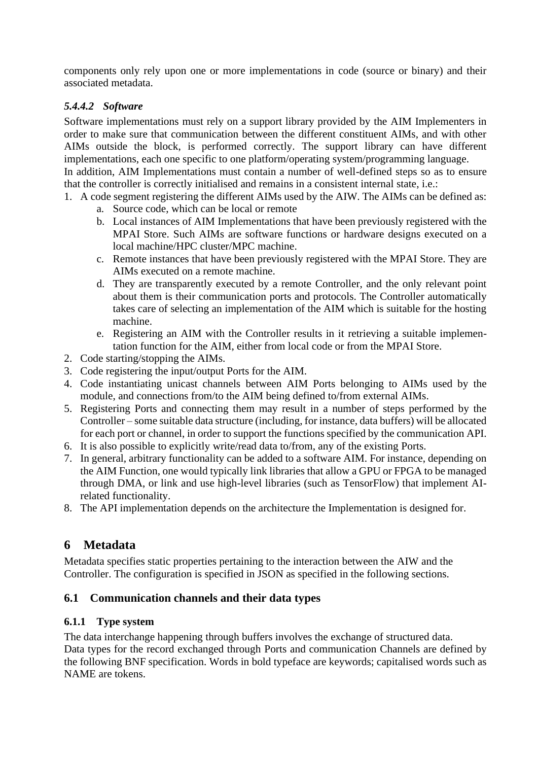components only rely upon one or more implementations in code (source or binary) and their associated metadata.

#### *5.4.4.2 Software*

Software implementations must rely on a support library provided by the AIM Implementers in order to make sure that communication between the different constituent AIMs, and with other AIMs outside the block, is performed correctly. The support library can have different implementations, each one specific to one platform/operating system/programming language.
In addition, AIM Implementations must contain a number of well-defined steps so as to ensure that the controller is correctly initialised and remains in a consistent internal state, i.e.:

1. A code segment registering the different AIMs used by the AIW. The AIMs can be defined as:
    a. Source code, which can be local or remote
    b. Local instances of AIM Implementations that have been previously registered with the MPAI Store. Such AIMs are software functions or hardware designs executed on a local machine/HPC cluster/MPC machine.
    c. Remote instances that have been previously registered with the MPAI Store. They are AIMs executed on a remote machine.
    d. They are transparently executed by a remote Controller, and the only relevant point about them is their communication ports and protocols. The Controller automatically takes care of selecting an implementation of the AIM which is suitable for the hosting machine.
    e. Registering an AIM with the Controller results in it retrieving a suitable implementation function for the AIM, either from local code or from the MPAI Store.
2. Code starting/stopping the AIMs.
3. Code registering the input/output Ports for the AIM.
4. Code instantiating unicast channels between AIM Ports belonging to AIMs used by the module, and connections from/to the AIM being defined to/from external AIMs.
5. Registering Ports and connecting them may result in a number of steps performed by the Controller – some suitable data structure (including, for instance, data buffers) will be allocated for each port or channel, in order to support the functions specified by the communication API.
6. It is also possible to explicitly write/read data to/from, any of the existing Ports.
7. In general, arbitrary functionality can be added to a software AIM. For instance, depending on the AIM Function, one would typically link libraries that allow a GPU or FPGA to be managed through DMA, or link and use high-level libraries (such as TensorFlow) that implement AI-related functionality.
8. The API implementation depends on the architecture the Implementation is designed for.

# 6 Metadata

Metadata specifies static properties pertaining to the interaction between the AIW and the Controller. The configuration is specified in JSON as specified in the following sections.

## 6.1 Communication channels and their data types

### 6.1.1 Type system

The data interchange happening through buffers involves the exchange of structured data.
Data types for the record exchanged through Ports and communication Channels are defined by the following BNF specification. Words in bold typeface are keywords; capitalised words such as NAME are tokens.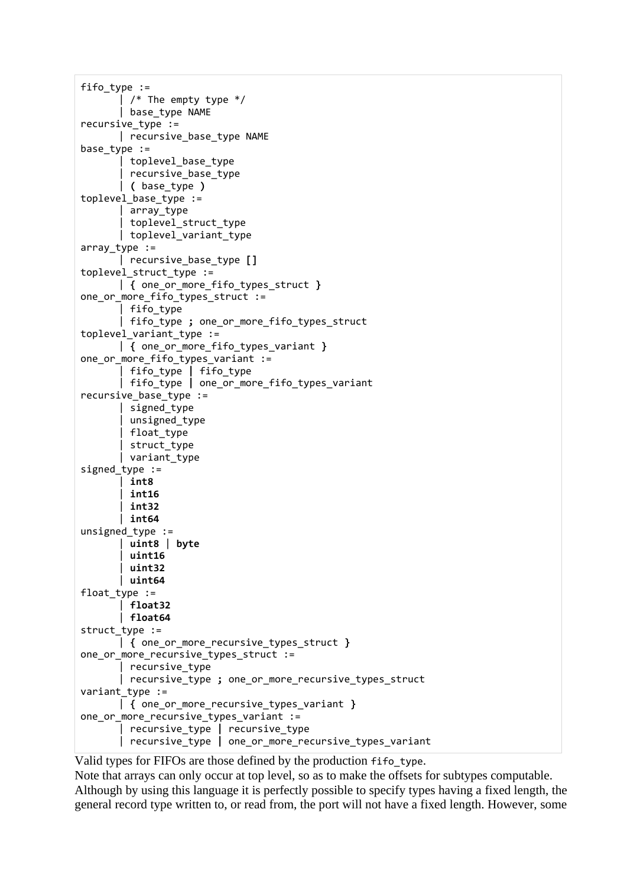```
fifo_type :=
       | /* The empty type */
       | base_type NAME
recursive_type :=
       | recursive_base_type NAME
base_type :=
       | toplevel_base_type
       | recursive_base_type
       | ( base_type )
toplevel_base_type :=
       | array_type
       | toplevel_struct_type
       | toplevel_variant_type
array_type :=
       | recursive_base_type []
toplevel_struct_type :=
       | { one_or_more_fifo_types_struct }
one_or_more_fifo_types_struct :=
       | fifo_type
       | fifo_type ; one_or_more_fifo_types_struct
toplevel_variant_type :=
       | { one_or_more_fifo_types_variant }
one_or_more_fifo_types_variant :=
       | fifo_type | fifo_type
       | fifo_type | one_or_more_fifo_types_variant
recursive_base_type :=
       | signed_type
       | unsigned_type
       | float_type
       | struct_type
       | variant_type
signed_type :=
       | int8
       | int16
       | int32
       | int64
unsigned_type :=
       | uint8 | byte
       | uint16
       | uint32
       | uint64
float_type :=
       | float32
       | float64
struct_type :=
       | { one_or_more_recursive_types_struct }
one_or_more_recursive_types_struct :=
       | recursive_type
       | recursive_type ; one_or_more_recursive_types_struct
variant_type :=
       | { one_or_more_recursive_types_variant }
one_or_more_recursive_types_variant :=
       | recursive_type | recursive_type
       | recursive_type | one_or_more_recursive_types_variant
```

Valid types for FIFOs are those defined by the production `fifo_type`.
Note that arrays can only occur at top level, so as to make the offsets for subtypes computable.
Although by using this language it is perfectly possible to specify types having a fixed length, the general record type written to, or read from, the port will not have a fixed length. However, some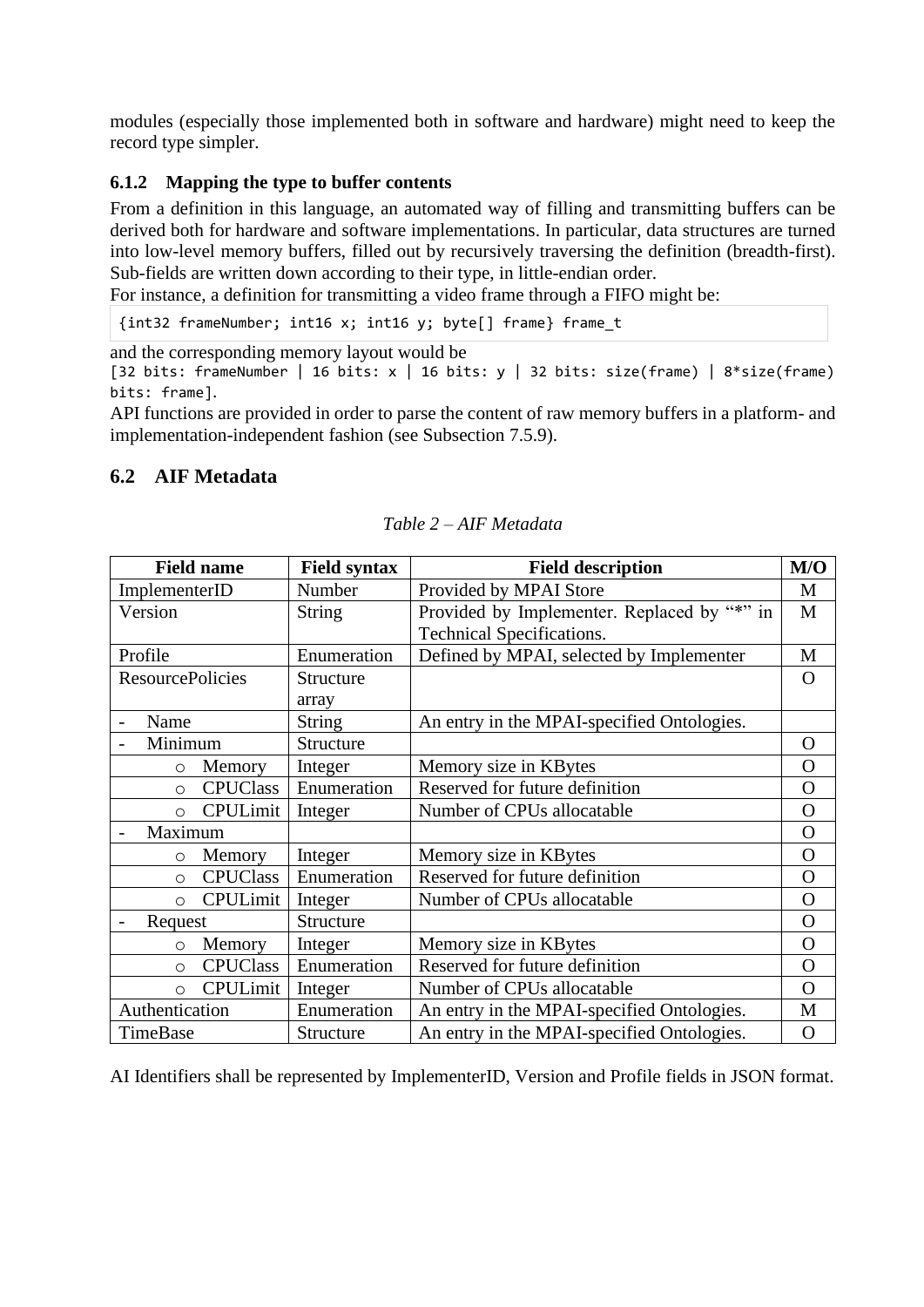modules (especially those implemented both in software and hardware) might need to keep the record type simpler.

### 6.1.2 Mapping the type to buffer contents

From a definition in this language, an automated way of filling and transmitting buffers can be derived both for hardware and software implementations. In particular, data structures are turned into low-level memory buffers, filled out by recursively traversing the definition (breadth-first). Sub-fields are written down according to their type, in little-endian order.
For instance, a definition for transmitting a video frame through a FIFO might be:

```
{int32 frameNumber; int16 x; int16 y; byte[] frame} frame_t
```

and the corresponding memory layout would be
`[32 bits: frameNumber | 16 bits: x | 16 bits: y | 32 bits: size(frame) | 8*size(frame) bits: frame]`.
API functions are provided in order to parse the content of raw memory buffers in a platform- and implementation-independent fashion (see Subsection 7.5.9).

## 6.2 AIF Metadata

*Table 2 – AIF Metadata*

| Field name | Field syntax | Field description | M/O |
|---|---|---|---|
| ImplementerID | Number | Provided by MPAI Store | M |
| Version | String | Provided by Implementer. Replaced by "*" in Technical Specifications. | M |
| Profile | Enumeration | Defined by MPAI, selected by Implementer | M |
| ResourcePolicies | Structure array | | O |
| - Name | String | An entry in the MPAI-specified Ontologies. | |
| - Minimum | Structure | | O |
| ○ Memory | Integer | Memory size in KBytes | O |
| ○ CPUClass | Enumeration | Reserved for future definition | O |
| ○ CPULimit | Integer | Number of CPUs allocatable | O |
| - Maximum | | | O |
| ○ Memory | Integer | Memory size in KBytes | O |
| ○ CPUClass | Enumeration | Reserved for future definition | O |
| ○ CPULimit | Integer | Number of CPUs allocatable | O |
| - Request | Structure | | O |
| ○ Memory | Integer | Memory size in KBytes | O |
| ○ CPUClass | Enumeration | Reserved for future definition | O |
| ○ CPULimit | Integer | Number of CPUs allocatable | O |
| Authentication | Enumeration | An entry in the MPAI-specified Ontologies. | M |
| TimeBase | Structure | An entry in the MPAI-specified Ontologies. | O |

AI Identifiers shall be represented by ImplementerID, Version and Profile fields in JSON format.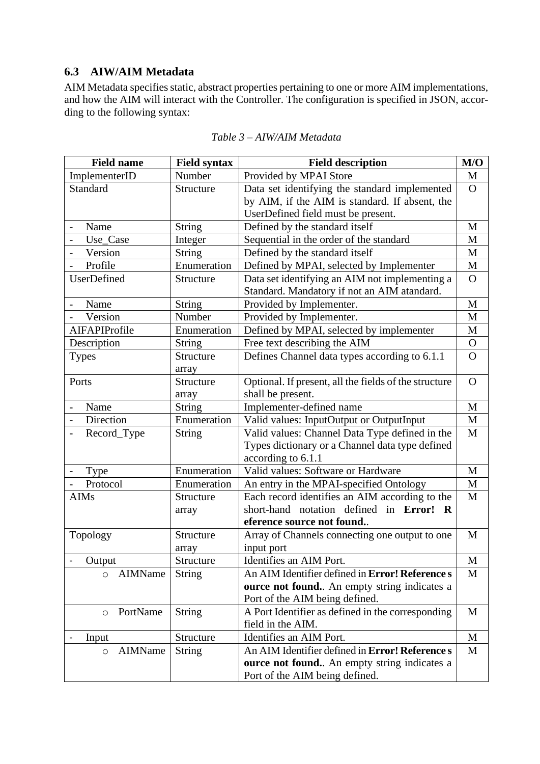### 6.3 AIW/AIM Metadata

AIM Metadata specifies static, abstract properties pertaining to one or more AIM implementations, and how the AIM will interact with the Controller. The configuration is specified in JSON, according to the following syntax:

*Table 3 – AIW/AIM Metadata*

| Field name | Field syntax | Field description | M/O |
|---|---|---|---|
| ImplementerID | Number | Provided by MPAI Store | M |
| Standard | Structure | Data set identifying the standard implemented by AIM, if the AIM is standard. If absent, the UserDefined field must be present. | O |
| - Name | String | Defined by the standard itself | M |
| - Use_Case | Integer | Sequential in the order of the standard | M |
| - Version | String | Defined by the standard itself | M |
| - Profile | Enumeration | Defined by MPAI, selected by Implementer | M |
| UserDefined | Structure | Data set identifying an AIM not implementing a Standard. Mandatory if not an AIM atandard. | O |
| - Name | String | Provided by Implementer. | M |
| - Version | Number | Provided by Implementer. | M |
| AIFAPIProfile | Enumeration | Defined by MPAI, selected by implementer | M |
| Description | String | Free text describing the AIM | O |
| Types | Structure array | Defines Channel data types according to 6.1.1 | O |
| Ports | Structure array | Optional. If present, all the fields of the structure shall be present. | O |
| - Name | String | Implementer-defined name | M |
| - Direction | Enumeration | Valid values: InputOutput or OutputInput | M |
| - Record_Type | String | Valid values: Channel Data Type defined in the Types dictionary or a Channel data type defined according to 6.1.1 | M |
| - Type | Enumeration | Valid values: Software or Hardware | M |
| - Protocol | Enumeration | An entry in the MPAI-specified Ontology | M |
| AIMs | Structure array | Each record identifies an AIM according to the short-hand notation defined in **Error! Reference source not found.**. | M |
| Topology | Structure array | Array of Channels connecting one output to one input port | M |
| - Output | Structure | Identifies an AIM Port. | M |
| ○ AIMName | String | An AIM Identifier defined in **Error! Reference source not found.**. An empty string indicates a Port of the AIM being defined. | M |
| ○ PortName | String | A Port Identifier as defined in the corresponding field in the AIM. | M |
| - Input | Structure | Identifies an AIM Port. | M |
| ○ AIMName | String | An AIM Identifier defined in **Error! Reference source not found.**. An empty string indicates a Port of the AIM being defined. | M |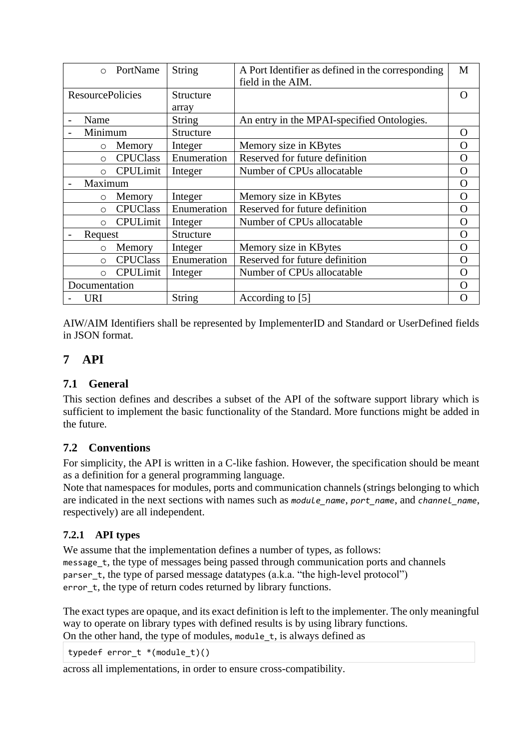| ○ PortName | String | A Port Identifier as defined in the corresponding field in the AIM. | M |
|---|---|---|---|
| ResourcePolicies | Structure array | | O |
| - Name | String | An entry in the MPAI-specified Ontologies. | |
| - Minimum | Structure | | O |
| ○ Memory | Integer | Memory size in KBytes | O |
| ○ CPUClass | Enumeration | Reserved for future definition | O |
| ○ CPULimit | Integer | Number of CPUs allocatable | O |
| - Maximum | | | O |
| ○ Memory | Integer | Memory size in KBytes | O |
| ○ CPUClass | Enumeration | Reserved for future definition | O |
| ○ CPULimit | Integer | Number of CPUs allocatable | O |
| - Request | Structure | | O |
| ○ Memory | Integer | Memory size in KBytes | O |
| ○ CPUClass | Enumeration | Reserved for future definition | O |
| ○ CPULimit | Integer | Number of CPUs allocatable | O |
| Documentation | | | O |
| - URI | String | According to [5] | O |

AIW/AIM Identifiers shall be represented by ImplementerID and Standard or UserDefined fields in JSON format.

# 7 API

## 7.1 General

This section defines and describes a subset of the API of the software support library which is sufficient to implement the basic functionality of the Standard. More functions might be added in the future.

## 7.2 Conventions

For simplicity, the API is written in a C-like fashion. However, the specification should be meant as a definition for a general programming language.

Note that namespaces for modules, ports and communication channels (strings belonging to which are indicated in the next sections with names such as *module_name*, *port_name*, and *channel_name*, respectively) are all independent.

### 7.2.1 API types

We assume that the implementation defines a number of types, as follows:

`message_t`, the type of messages being passed through communication ports and channels
`parser_t`, the type of parsed message datatypes (a.k.a. "the high-level protocol")
`error_t`, the type of return codes returned by library functions.

The exact types are opaque, and its exact definition is left to the implementer. The only meaningful way to operate on library types with defined results is by using library functions.

On the other hand, the type of modules, `module_t`, is always defined as

```
typedef error_t *(module_t)()
```

across all implementations, in order to ensure cross-compatibility.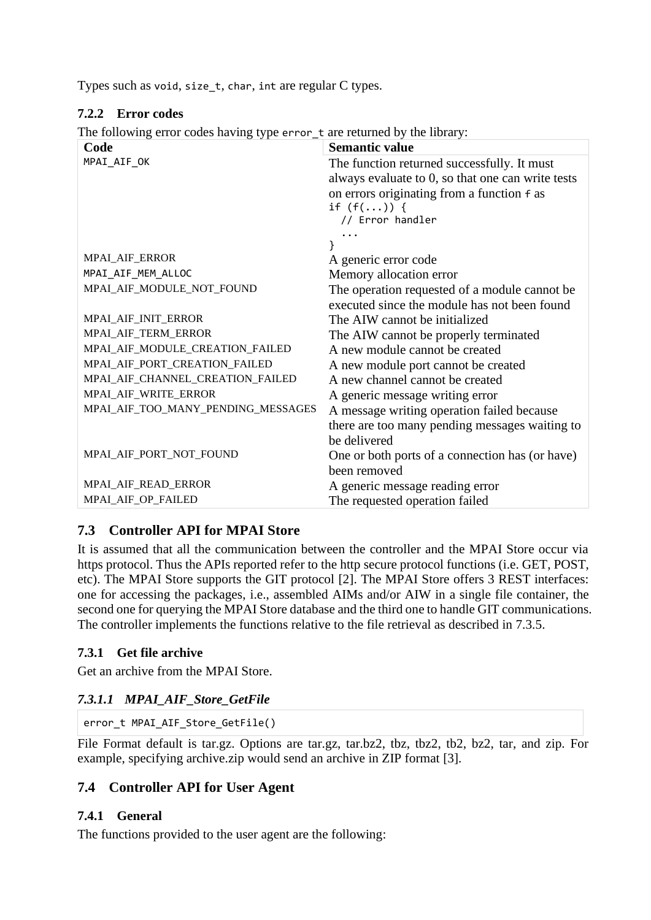Types such as `void`, `size_t`, `char`, `int` are regular C types.

### 7.2.2 Error codes

The following error codes having type `error_t` are returned by the library:

| Code | Semantic value |
| --- | --- |
| MPAI_AIF_OK | The function returned successfully. It must always evaluate to 0, so that one can write tests on errors originating from a function `f` as `if (f(...)) { // Error handler ... }` |
| MPAI_AIF_ERROR | A generic error code |
| MPAI_AIF_MEM_ALLOC | Memory allocation error |
| MPAI_AIF_MODULE_NOT_FOUND | The operation requested of a module cannot be executed since the module has not been found |
| MPAI_AIF_INIT_ERROR | The AIW cannot be initialized |
| MPAI_AIF_TERM_ERROR | The AIW cannot be properly terminated |
| MPAI_AIF_MODULE_CREATION_FAILED | A new module cannot be created |
| MPAI_AIF_PORT_CREATION_FAILED | A new module port cannot be created |
| MPAI_AIF_CHANNEL_CREATION_FAILED | A new channel cannot be created |
| MPAI_AIF_WRITE_ERROR | A generic message writing error |
| MPAI_AIF_TOO_MANY_PENDING_MESSAGES | A message writing operation failed because there are too many pending messages waiting to be delivered |
| MPAI_AIF_PORT_NOT_FOUND | One or both ports of a connection has (or have) been removed |
| MPAI_AIF_READ_ERROR | A generic message reading error |
| MPAI_AIF_OP_FAILED | The requested operation failed |

## 7.3 Controller API for MPAI Store

It is assumed that all the communication between the controller and the MPAI Store occur via https protocol. Thus the APIs reported refer to the http secure protocol functions (i.e. GET, POST, etc). The MPAI Store supports the GIT protocol [2]. The MPAI Store offers 3 REST interfaces: one for accessing the packages, i.e., assembled AIMs and/or AIW in a single file container, the second one for querying the MPAI Store database and the third one to handle GIT communications. The controller implements the functions relative to the file retrieval as described in 7.3.5.

### 7.3.1 Get file archive

Get an archive from the MPAI Store.

#### *7.3.1.1 MPAI_AIF_Store_GetFile*

```
error_t MPAI_AIF_Store_GetFile()
```

File Format default is tar.gz. Options are tar.gz, tar.bz2, tbz, tbz2, tb2, bz2, tar, and zip. For example, specifying archive.zip would send an archive in ZIP format [3].

## 7.4 Controller API for User Agent

### 7.4.1 General

The functions provided to the user agent are the following: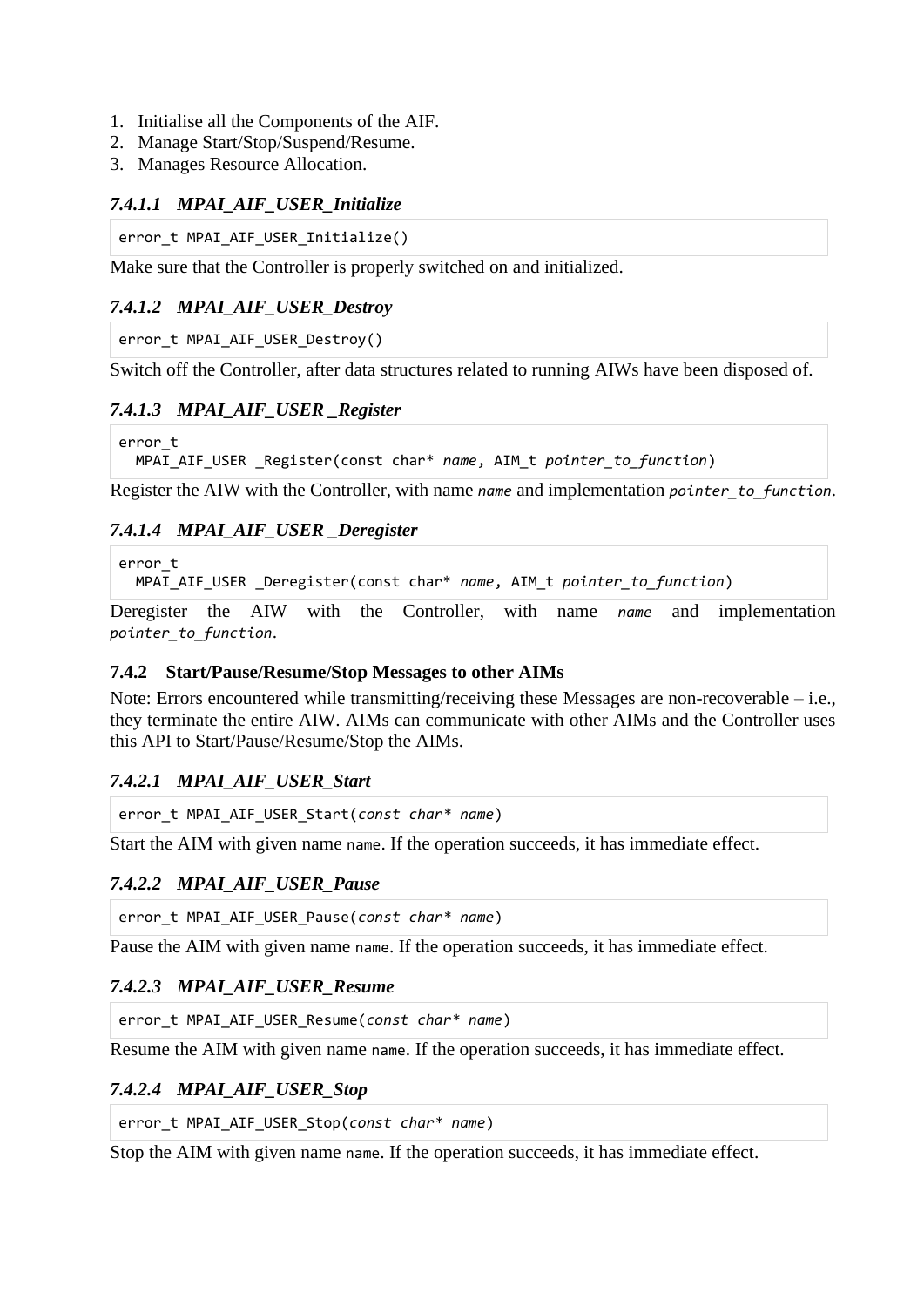1. Initialise all the Components of the AIF.
2. Manage Start/Stop/Suspend/Resume.
3. Manages Resource Allocation.

#### *7.4.1.1 MPAI_AIF_USER_Initialize*

```
error_t MPAI_AIF_USER_Initialize()
```

Make sure that the Controller is properly switched on and initialized.

#### *7.4.1.2 MPAI_AIF_USER_Destroy*

```
error_t MPAI_AIF_USER_Destroy()
```

Switch off the Controller, after data structures related to running AIWs have been disposed of.

#### *7.4.1.3 MPAI_AIF_USER _Register*

```
error_t
  MPAI_AIF_USER _Register(const char* name, AIM_t pointer_to_function)
```

Register the AIW with the Controller, with name *name* and implementation *pointer_to_function*.

#### *7.4.1.4 MPAI_AIF_USER _Deregister*

```
error_t
  MPAI_AIF_USER _Deregister(const char* name, AIM_t pointer_to_function)
```

Deregister the AIW with the Controller, with name *name* and implementation *pointer_to_function*.

### 7.4.2 Start/Pause/Resume/Stop Messages to other AIMs

Note: Errors encountered while transmitting/receiving these Messages are non-recoverable – i.e., they terminate the entire AIW. AIMs can communicate with other AIMs and the Controller uses this API to Start/Pause/Resume/Stop the AIMs.

#### *7.4.2.1 MPAI_AIF_USER_Start*

```
error_t MPAI_AIF_USER_Start(const char* name)
```

Start the AIM with given name `name`. If the operation succeeds, it has immediate effect.

#### *7.4.2.2 MPAI_AIF_USER_Pause*

```
error_t MPAI_AIF_USER_Pause(const char* name)
```

Pause the AIM with given name `name`. If the operation succeeds, it has immediate effect.

#### *7.4.2.3 MPAI_AIF_USER_Resume*

```
error_t MPAI_AIF_USER_Resume(const char* name)
```

Resume the AIM with given name `name`. If the operation succeeds, it has immediate effect.

#### *7.4.2.4 MPAI_AIF_USER_Stop*

```
error_t MPAI_AIF_USER_Stop(const char* name)
```

Stop the AIM with given name `name`. If the operation succeeds, it has immediate effect.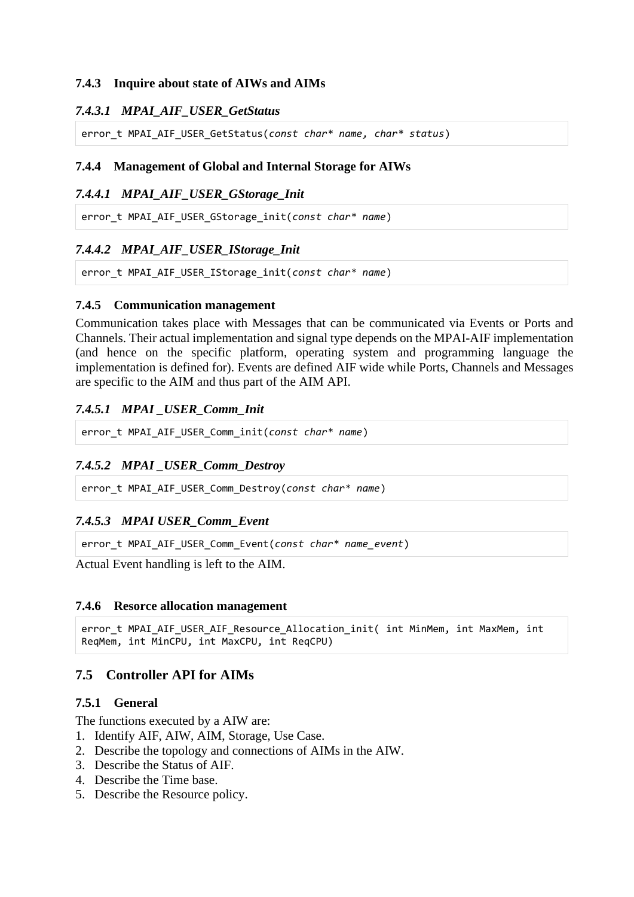### 7.4.3 Inquire about state of AIWs and AIMs

#### *7.4.3.1 MPAI_AIF_USER_GetStatus*

```
error_t MPAI_AIF_USER_GetStatus(const char* name, char* status)
```

### 7.4.4 Management of Global and Internal Storage for AIWs

#### *7.4.4.1 MPAI_AIF_USER_GStorage_Init*

```
error_t MPAI_AIF_USER_GStorage_init(const char* name)
```

#### *7.4.4.2 MPAI_AIF_USER_IStorage_Init*

```
error_t MPAI_AIF_USER_IStorage_init(const char* name)
```

### 7.4.5 Communication management

Communication takes place with Messages that can be communicated via Events or Ports and Channels. Their actual implementation and signal type depends on the MPAI-AIF implementation (and hence on the specific platform, operating system and programming language the implementation is defined for). Events are defined AIF wide while Ports, Channels and Messages are specific to the AIM and thus part of the AIM API.

#### *7.4.5.1 MPAI _USER_Comm_Init*

```
error_t MPAI_AIF_USER_Comm_init(const char* name)
```

#### *7.4.5.2 MPAI _USER_Comm_Destroy*

```
error_t MPAI_AIF_USER_Comm_Destroy(const char* name)
```

#### *7.4.5.3 MPAI USER_Comm_Event*

```
error_t MPAI_AIF_USER_Comm_Event(const char* name_event)
```

Actual Event handling is left to the AIM.

### 7.4.6 Resorce allocation management

```
error_t MPAI_AIF_USER_AIF_Resource_Allocation_init( int MinMem, int MaxMem, int
ReqMem, int MinCPU, int MaxCPU, int ReqCPU)
```

## 7.5 Controller API for AIMs

### 7.5.1 General

The functions executed by a AIW are:

1. Identify AIF, AIW, AIM, Storage, Use Case.
2. Describe the topology and connections of AIMs in the AIW.
3. Describe the Status of AIF.
4. Describe the Time base.
5. Describe the Resource policy.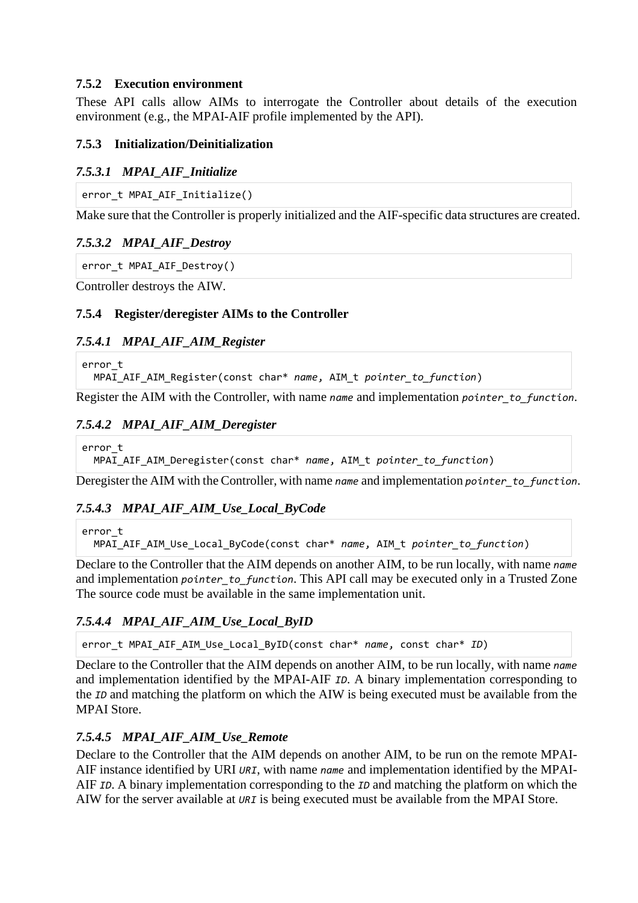### 7.5.2 Execution environment

These API calls allow AIMs to interrogate the Controller about details of the execution environment (e.g., the MPAI-AIF profile implemented by the API).

### 7.5.3 Initialization/Deinitialization

#### *7.5.3.1 MPAI_AIF_Initialize*

```
error_t MPAI_AIF_Initialize()
```

Make sure that the Controller is properly initialized and the AIF-specific data structures are created.

#### *7.5.3.2 MPAI_AIF_Destroy*

```
error_t MPAI_AIF_Destroy()
```

Controller destroys the AIW.

### 7.5.4 Register/deregister AIMs to the Controller

#### *7.5.4.1 MPAI_AIF_AIM_Register*

```
error_t
  MPAI_AIF_AIM_Register(const char* name, AIM_t pointer_to_function)
```

Register the AIM with the Controller, with name `name` and implementation `pointer_to_function`.

#### *7.5.4.2 MPAI_AIF_AIM_Deregister*

```
error_t
  MPAI_AIF_AIM_Deregister(const char* name, AIM_t pointer_to_function)
```

Deregister the AIM with the Controller, with name `name` and implementation `pointer_to_function`.

#### *7.5.4.3 MPAI_AIF_AIM_Use_Local_ByCode*

```
error_t
  MPAI_AIF_AIM_Use_Local_ByCode(const char* name, AIM_t pointer_to_function)
```

Declare to the Controller that the AIM depends on another AIM, to be run locally, with name `name` and implementation `pointer_to_function`. This API call may be executed only in a Trusted Zone The source code must be available in the same implementation unit.

#### *7.5.4.4 MPAI_AIF_AIM_Use_Local_ByID*

```
error_t MPAI_AIF_AIM_Use_Local_ByID(const char* name, const char* ID)
```

Declare to the Controller that the AIM depends on another AIM, to be run locally, with name `name` and implementation identified by the MPAI-AIF `ID`. A binary implementation corresponding to the `ID` and matching the platform on which the AIW is being executed must be available from the MPAI Store.

#### *7.5.4.5 MPAI_AIF_AIM_Use_Remote*

Declare to the Controller that the AIM depends on another AIM, to be run on the remote MPAI-AIF instance identified by URI `URI`, with name `name` and implementation identified by the MPAI-AIF `ID`. A binary implementation corresponding to the `ID` and matching the platform on which the AIW for the server available at `URI` is being executed must be available from the MPAI Store.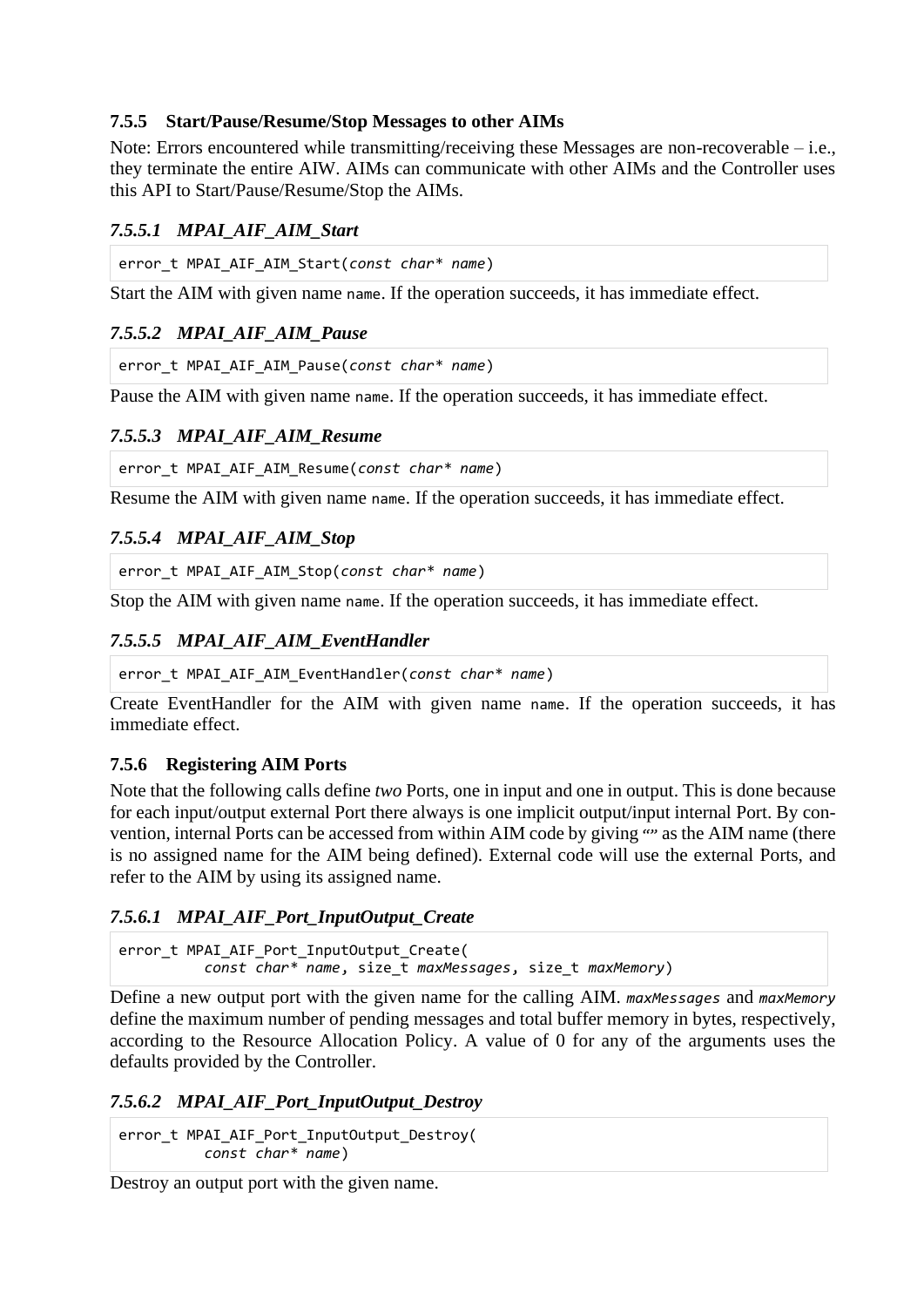### 7.5.5 Start/Pause/Resume/Stop Messages to other AIMs

Note: Errors encountered while transmitting/receiving these Messages are non-recoverable – i.e., they terminate the entire AIW. AIMs can communicate with other AIMs and the Controller uses this API to Start/Pause/Resume/Stop the AIMs.

#### *7.5.5.1 MPAI_AIF_AIM_Start*

```
error_t MPAI_AIF_AIM_Start(const char* name)
```

Start the AIM with given name `name`. If the operation succeeds, it has immediate effect.

#### *7.5.5.2 MPAI_AIF_AIM_Pause*

```
error_t MPAI_AIF_AIM_Pause(const char* name)
```

Pause the AIM with given name `name`. If the operation succeeds, it has immediate effect.

#### *7.5.5.3 MPAI_AIF_AIM_Resume*

```
error_t MPAI_AIF_AIM_Resume(const char* name)
```

Resume the AIM with given name `name`. If the operation succeeds, it has immediate effect.

#### *7.5.5.4 MPAI_AIF_AIM_Stop*

```
error_t MPAI_AIF_AIM_Stop(const char* name)
```

Stop the AIM with given name `name`. If the operation succeeds, it has immediate effect.

#### *7.5.5.5 MPAI_AIF_AIM_EventHandler*

```
error_t MPAI_AIF_AIM_EventHandler(const char* name)
```

Create EventHandler for the AIM with given name `name`. If the operation succeeds, it has immediate effect.

### 7.5.6 Registering AIM Ports

Note that the following calls define *two* Ports, one in input and one in output. This is done because for each input/output external Port there always is one implicit output/input internal Port. By convention, internal Ports can be accessed from within AIM code by giving "" as the AIM name (there is no assigned name for the AIM being defined). External code will use the external Ports, and refer to the AIM by using its assigned name.

#### *7.5.6.1 MPAI_AIF_Port_InputOutput_Create*

```
error_t MPAI_AIF_Port_InputOutput_Create(
          const char* name, size_t maxMessages, size_t maxMemory)
```

Define a new output port with the given name for the calling AIM. *maxMessages* and *maxMemory* define the maximum number of pending messages and total buffer memory in bytes, respectively, according to the Resource Allocation Policy. A value of 0 for any of the arguments uses the defaults provided by the Controller.

#### *7.5.6.2 MPAI_AIF_Port_InputOutput_Destroy*

```
error_t MPAI_AIF_Port_InputOutput_Destroy(
          const char* name)
```

Destroy an output port with the given name.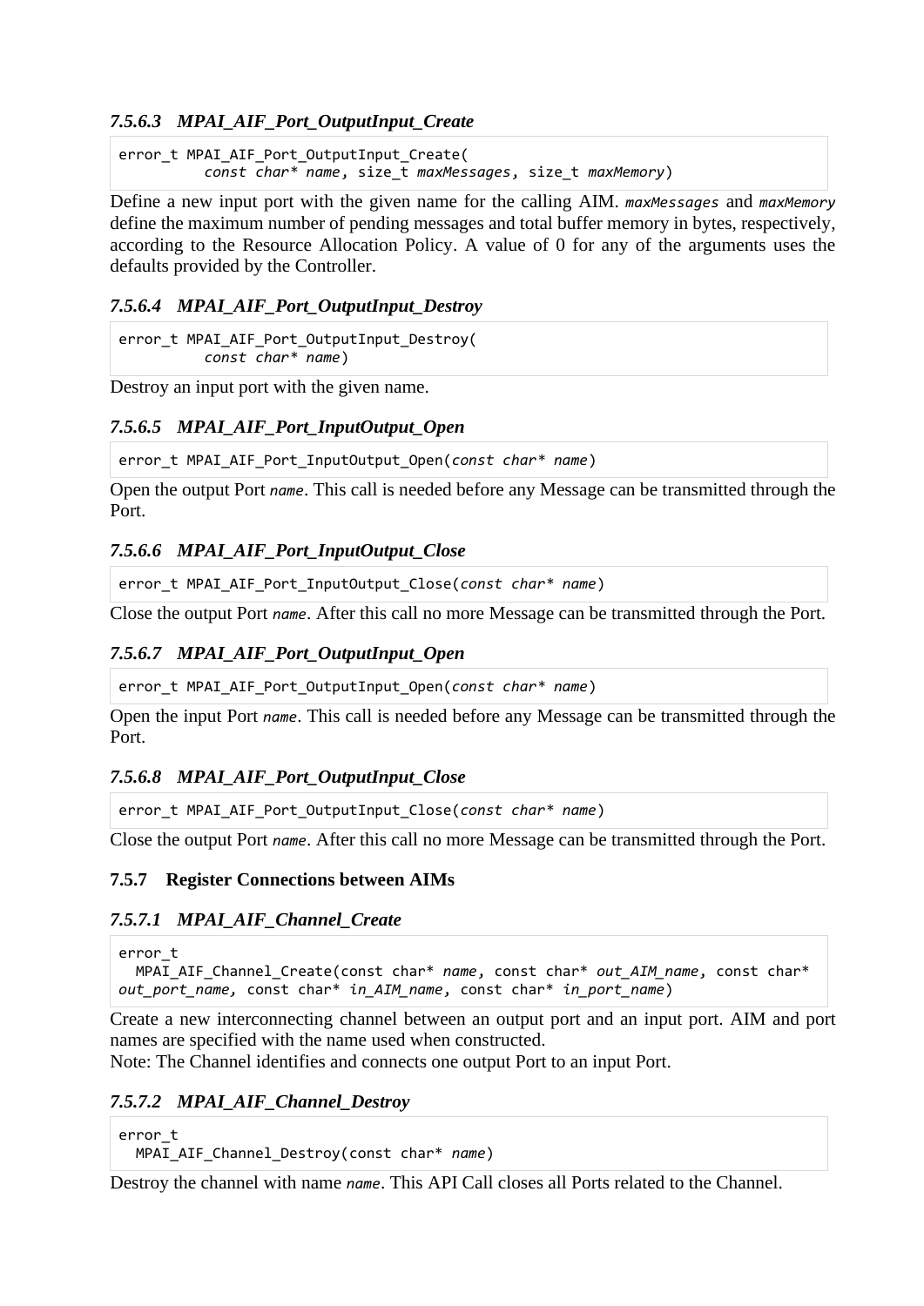#### *7.5.6.3 MPAI_AIF_Port_OutputInput_Create*

```
error_t MPAI_AIF_Port_OutputInput_Create(
          const char* name, size_t maxMessages, size_t maxMemory)
```

Define a new input port with the given name for the calling AIM. `maxMessages` and `maxMemory` define the maximum number of pending messages and total buffer memory in bytes, respectively, according to the Resource Allocation Policy. A value of 0 for any of the arguments uses the defaults provided by the Controller.

#### *7.5.6.4 MPAI_AIF_Port_OutputInput_Destroy*

```
error_t MPAI_AIF_Port_OutputInput_Destroy(
          const char* name)
```

Destroy an input port with the given name.

#### *7.5.6.5 MPAI_AIF_Port_InputOutput_Open*

```
error_t MPAI_AIF_Port_InputOutput_Open(const char* name)
```

Open the output Port `name`. This call is needed before any Message can be transmitted through the Port.

#### *7.5.6.6 MPAI_AIF_Port_InputOutput_Close*

```
error_t MPAI_AIF_Port_InputOutput_Close(const char* name)
```

Close the output Port `name`. After this call no more Message can be transmitted through the Port.

#### *7.5.6.7 MPAI_AIF_Port_OutputInput_Open*

```
error_t MPAI_AIF_Port_OutputInput_Open(const char* name)
```

Open the input Port `name`. This call is needed before any Message can be transmitted through the Port.

#### *7.5.6.8 MPAI_AIF_Port_OutputInput_Close*

```
error_t MPAI_AIF_Port_OutputInput_Close(const char* name)
```

Close the output Port `name`. After this call no more Message can be transmitted through the Port.

### 7.5.7 Register Connections between AIMs

#### *7.5.7.1 MPAI_AIF_Channel_Create*

```
error_t
  MPAI_AIF_Channel_Create(const char* name, const char* out_AIM_name, const char*
out_port_name, const char* in_AIM_name, const char* in_port_name)
```

Create a new interconnecting channel between an output port and an input port. AIM and port names are specified with the name used when constructed.

Note: The Channel identifies and connects one output Port to an input Port.

#### *7.5.7.2 MPAI_AIF_Channel_Destroy*

```
error_t
  MPAI_AIF_Channel_Destroy(const char* name)
```

Destroy the channel with name `name`. This API Call closes all Ports related to the Channel.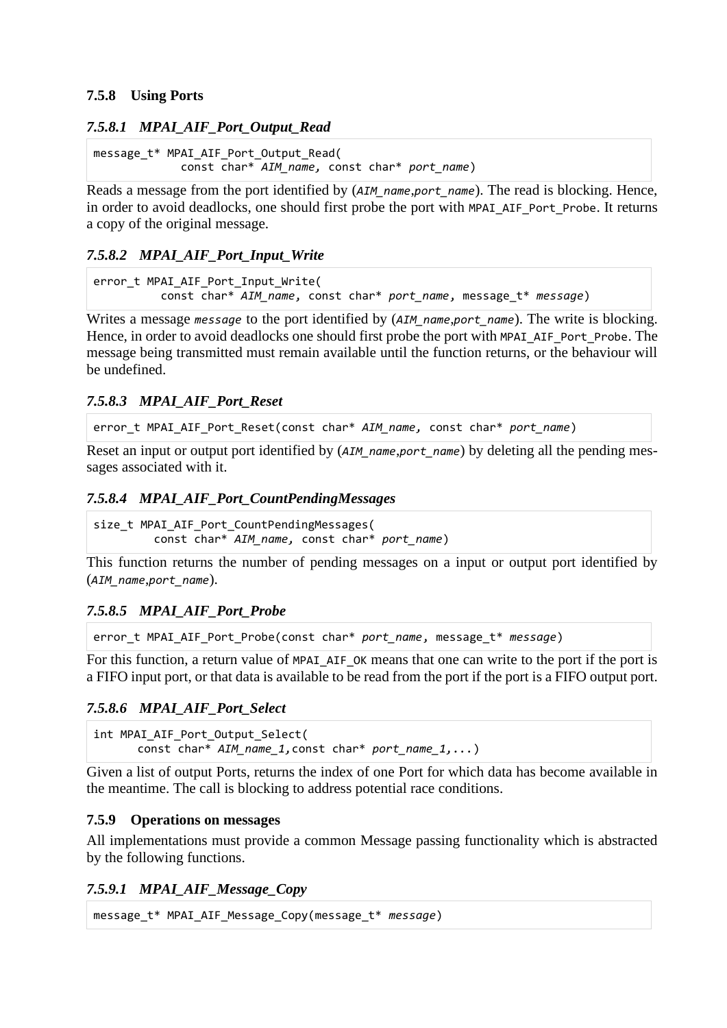### 7.5.8 Using Ports

#### *7.5.8.1 MPAI_AIF_Port_Output_Read*

```
message_t* MPAI_AIF_Port_Output_Read(
           const char* AIM_name, const char* port_name)
```

Reads a message from the port identified by (`AIM_name`,`port_name`). The read is blocking. Hence, in order to avoid deadlocks, one should first probe the port with `MPAI_AIF_Port_Probe`. It returns a copy of the original message.

#### *7.5.8.2 MPAI_AIF_Port_Input_Write*

```
error_t MPAI_AIF_Port_Input_Write(
         const char* AIM_name, const char* port_name, message_t* message)
```

Writes a message `message` to the port identified by (`AIM_name`,`port_name`). The write is blocking. Hence, in order to avoid deadlocks one should first probe the port with `MPAI_AIF_Port_Probe`. The message being transmitted must remain available until the function returns, or the behaviour will be undefined.

#### *7.5.8.3 MPAI_AIF_Port_Reset*

```
error_t MPAI_AIF_Port_Reset(const char* AIM_name, const char* port_name)
```

Reset an input or output port identified by (`AIM_name`,`port_name`) by deleting all the pending messages associated with it.

#### *7.5.8.4 MPAI_AIF_Port_CountPendingMessages*

```
size_t MPAI_AIF_Port_CountPendingMessages(
        const char* AIM_name, const char* port_name)
```

This function returns the number of pending messages on a input or output port identified by (`AIM_name`,`port_name`).

#### *7.5.8.5 MPAI_AIF_Port_Probe*

```
error_t MPAI_AIF_Port_Probe(const char* port_name, message_t* message)
```

For this function, a return value of `MPAI_AIF_OK` means that one can write to the port if the port is a FIFO input port, or that data is available to be read from the port if the port is a FIFO output port.

#### *7.5.8.6 MPAI_AIF_Port_Select*

```
int MPAI_AIF_Port_Output_Select(
      const char* AIM_name_1,const char* port_name_1,...)
```

Given a list of output Ports, returns the index of one Port for which data has become available in the meantime. The call is blocking to address potential race conditions.

### 7.5.9 Operations on messages

All implementations must provide a common Message passing functionality which is abstracted by the following functions.

#### *7.5.9.1 MPAI_AIF_Message_Copy*

```
message_t* MPAI_AIF_Message_Copy(message_t* message)
```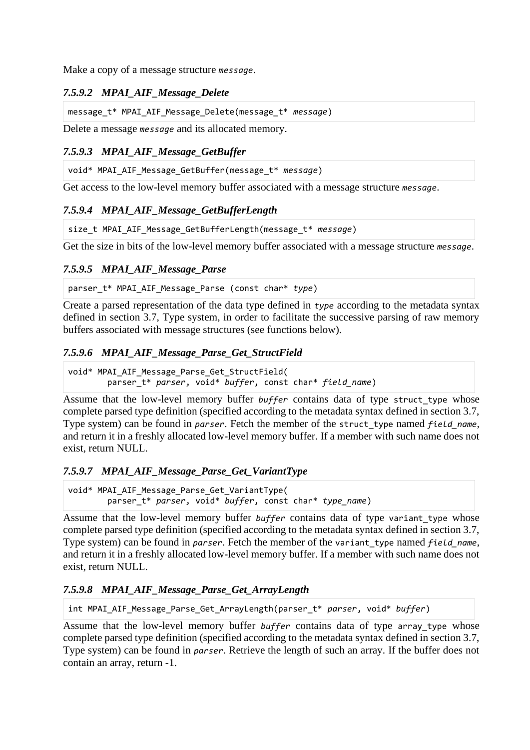Make a copy of a message structure *message*.

#### 7.5.9.2 MPAI_AIF_Message_Delete

```
message_t* MPAI_AIF_Message_Delete(message_t* message)
```

Delete a message *message* and its allocated memory.

#### 7.5.9.3 MPAI_AIF_Message_GetBuffer

```
void* MPAI_AIF_Message_GetBuffer(message_t* message)
```

Get access to the low-level memory buffer associated with a message structure *message*.

#### 7.5.9.4 MPAI_AIF_Message_GetBufferLength

```
size_t MPAI_AIF_Message_GetBufferLength(message_t* message)
```

Get the size in bits of the low-level memory buffer associated with a message structure *message*.

#### 7.5.9.5 MPAI_AIF_Message_Parse

```
parser_t* MPAI_AIF_Message_Parse (const char* type)
```

Create a parsed representation of the data type defined in *type* according to the metadata syntax defined in section 3.7, Type system, in order to facilitate the successive parsing of raw memory buffers associated with message structures (see functions below).

#### 7.5.9.6 MPAI_AIF_Message_Parse_Get_StructField

```
void* MPAI_AIF_Message_Parse_Get_StructField(
        parser_t* parser, void* buffer, const char* field_name)
```

Assume that the low-level memory buffer *buffer* contains data of type `struct_type` whose complete parsed type definition (specified according to the metadata syntax defined in section 3.7, Type system) can be found in *parser*. Fetch the member of the `struct_type` named *field_name*, and return it in a freshly allocated low-level memory buffer. If a member with such name does not exist, return NULL.

#### 7.5.9.7 MPAI_AIF_Message_Parse_Get_VariantType

```
void* MPAI_AIF_Message_Parse_Get_VariantType(
        parser_t* parser, void* buffer, const char* type_name)
```

Assume that the low-level memory buffer *buffer* contains data of type `variant_type` whose complete parsed type definition (specified according to the metadata syntax defined in section 3.7, Type system) can be found in *parser*. Fetch the member of the `variant_type` named *field_name*, and return it in a freshly allocated low-level memory buffer. If a member with such name does not exist, return NULL.

#### 7.5.9.8 MPAI_AIF_Message_Parse_Get_ArrayLength

```
int MPAI_AIF_Message_Parse_Get_ArrayLength(parser_t* parser, void* buffer)
```

Assume that the low-level memory buffer *buffer* contains data of type `array_type` whose complete parsed type definition (specified according to the metadata syntax defined in section 3.7, Type system) can be found in *parser*. Retrieve the length of such an array. If the buffer does not contain an array, return -1.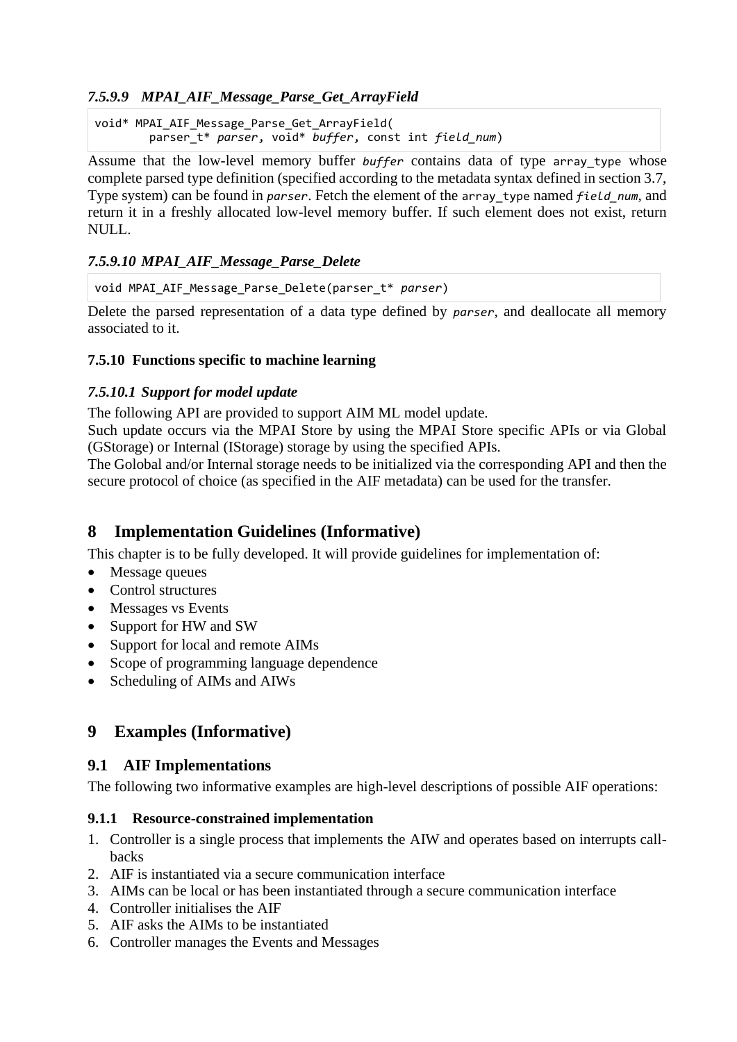#### *7.5.9.9 MPAI_AIF_Message_Parse_Get_ArrayField*

```
void* MPAI_AIF_Message_Parse_Get_ArrayField(
        parser_t* parser, void* buffer, const int field_num)
```

Assume that the low-level memory buffer *buffer* contains data of type `array_type` whose complete parsed type definition (specified according to the metadata syntax defined in section 3.7, Type system) can be found in *parser*. Fetch the element of the `array_type` named *field_num*, and return it in a freshly allocated low-level memory buffer. If such element does not exist, return NULL.

#### *7.5.9.10 MPAI_AIF_Message_Parse_Delete*

```
void MPAI_AIF_Message_Parse_Delete(parser_t* parser)
```

Delete the parsed representation of a data type defined by *parser*, and deallocate all memory associated to it.

### 7.5.10 Functions specific to machine learning

#### *7.5.10.1 Support for model update*

The following API are provided to support AIM ML model update.
Such update occurs via the MPAI Store by using the MPAI Store specific APIs or via Global (GStorage) or Internal (IStorage) storage by using the specified APIs.
The Golobal and/or Internal storage needs to be initialized via the corresponding API and then the secure protocol of choice (as specified in the AIF metadata) can be used for the transfer.

# 8 Implementation Guidelines (Informative)

This chapter is to be fully developed. It will provide guidelines for implementation of:

- Message queues
- Control structures
- Messages vs Events
- Support for HW and SW
- Support for local and remote AIMs
- Scope of programming language dependence
- Scheduling of AIMs and AIWs

# 9 Examples (Informative)

## 9.1 AIF Implementations

The following two informative examples are high-level descriptions of possible AIF operations:

### 9.1.1 Resource-constrained implementation

1. Controller is a single process that implements the AIW and operates based on interrupts call-backs
2. AIF is instantiated via a secure communication interface
3. AIMs can be local or has been instantiated through a secure communication interface
4. Controller initialises the AIF
5. AIF asks the AIMs to be instantiated
6. Controller manages the Events and Messages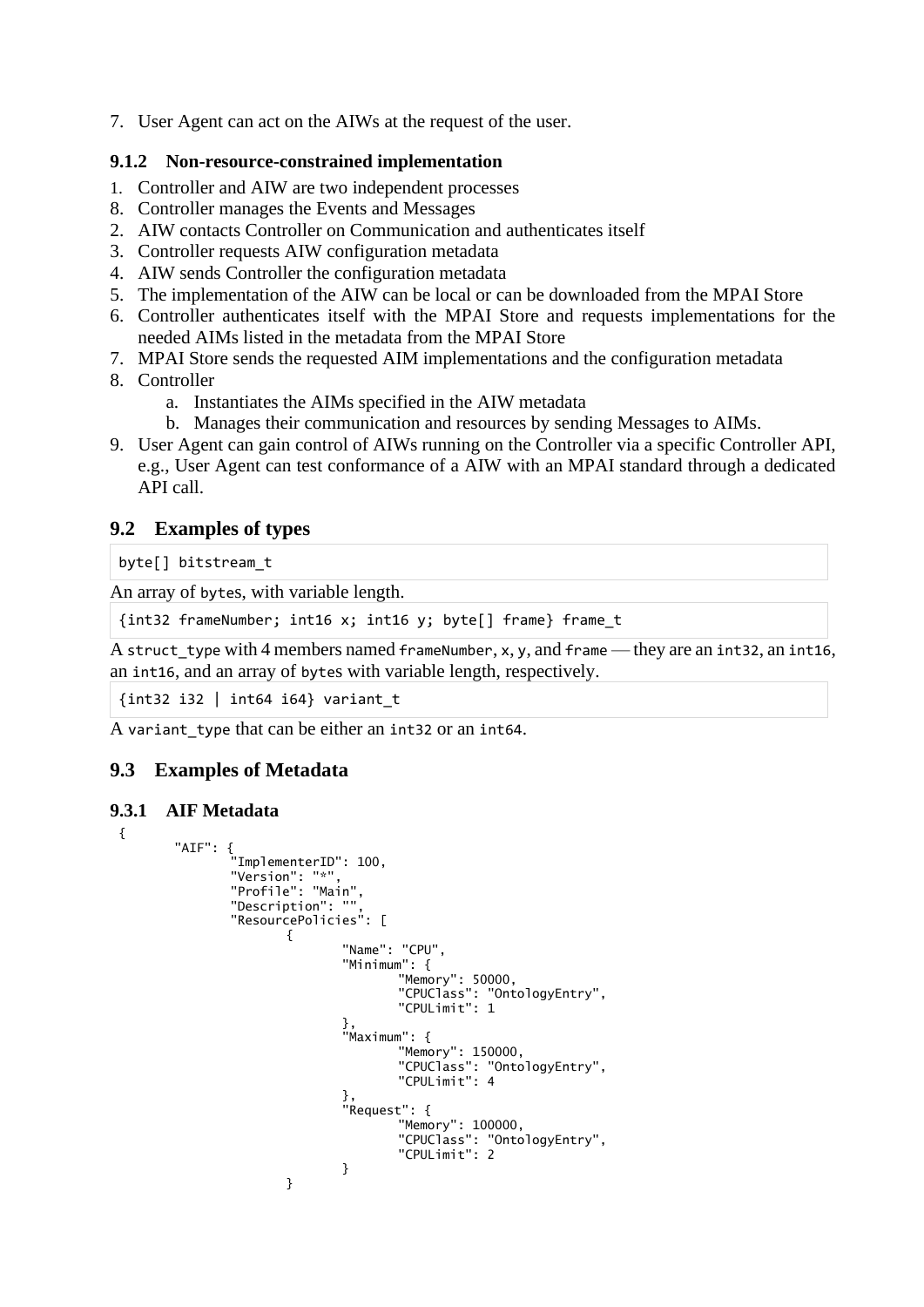7. User Agent can act on the AIWs at the request of the user.

### 9.1.2 Non-resource-constrained implementation

1. Controller and AIW are two independent processes
8. Controller manages the Events and Messages
2. AIW contacts Controller on Communication and authenticates itself
3. Controller requests AIW configuration metadata
4. AIW sends Controller the configuration metadata
5. The implementation of the AIW can be local or can be downloaded from the MPAI Store
6. Controller authenticates itself with the MPAI Store and requests implementations for the needed AIMs listed in the metadata from the MPAI Store
7. MPAI Store sends the requested AIM implementations and the configuration metadata
8. Controller
   a. Instantiates the AIMs specified in the AIW metadata
   b. Manages their communication and resources by sending Messages to AIMs.
9. User Agent can gain control of AIWs running on the Controller via a specific Controller API, e.g., User Agent can test conformance of a AIW with an MPAI standard through a dedicated API call.

## 9.2 Examples of types

```
byte[] bitstream_t
```

An array of `bytes`, with variable length.

```
{int32 frameNumber; int16 x; int16 y; byte[] frame} frame_t
```

A `struct_type` with 4 members named `frameNumber`, `x`, `y`, and `frame` — they are an `int32`, an `int16`, an `int16`, and an array of `bytes` with variable length, respectively.

```
{int32 i32 | int64 i64} variant_t
```

A `variant_type` that can be either an `int32` or an `int64`.

## 9.3 Examples of Metadata

### 9.3.1 AIF Metadata

```
{
        "AIF": {
                "ImplementerID": 100,
                "Version": "*",
                "Profile": "Main",
                "Description": "",
                "ResourcePolicies": [
                        {
                                "Name": "CPU",
                                "Minimum": {
                                        "Memory": 50000,
                                        "CPUClass": "OntologyEntry",
                                        "CPULimit": 1
                                },
                                "Maximum": {
                                        "Memory": 150000,
                                        "CPUClass": "OntologyEntry",
                                        "CPULimit": 4
                                },
                                "Request": {
                                        "Memory": 100000,
                                        "CPUClass": "OntologyEntry",
                                        "CPULimit": 2
                                }
                        }
```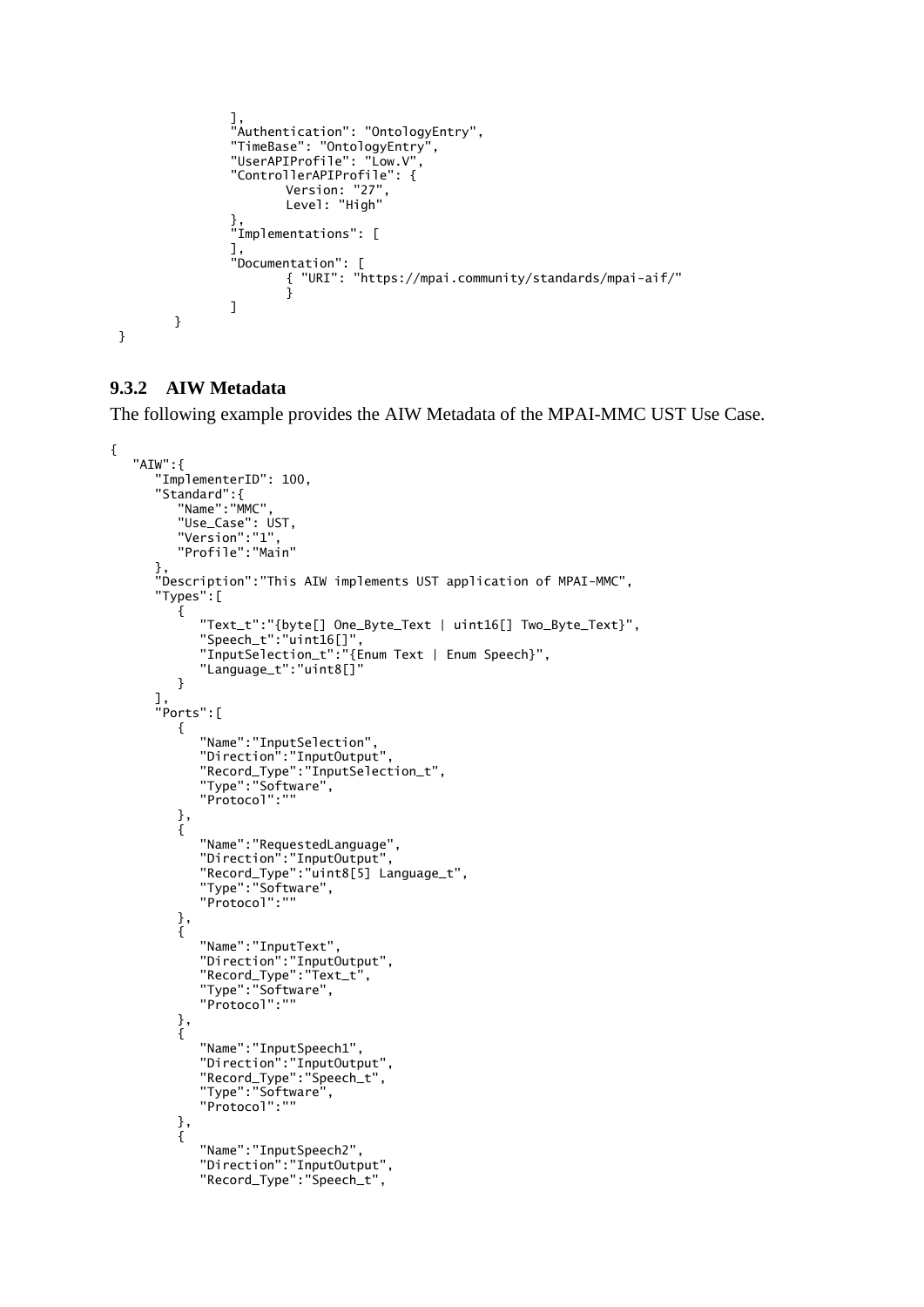```
            ],
            "Authentication": "OntologyEntry",
            "TimeBase": "OntologyEntry",
            "UserAPIProfile": "Low.V",
            "ControllerAPIProfile": {
                    Version: "27",
                    Level: "High"
            },
            "Implementations": [
            ],
            "Documentation": [
                    { "URI": "https://mpai.community/standards/mpai-aif/"
                    }
            ]
      }
}
```

### 9.3.2 AIW Metadata

The following example provides the AIW Metadata of the MPAI-MMC UST Use Case.

```
{
   "AIW":{
      "ImplementerID": 100,
      "Standard":{
         "Name":"MMC",
         "Use_Case": UST,
         "Version":"1",
         "Profile":"Main"
      },
      "Description":"This AIW implements UST application of MPAI-MMC",
      "Types":[
         {
            "Text_t":"{byte[] One_Byte_Text | uint16[] Two_Byte_Text}",
            "Speech_t":"uint16[]",
            "InputSelection_t":"{Enum Text | Enum Speech}",
            "Language_t":"uint8[]"
         }
      ],
      "Ports":[
         {
            "Name":"InputSelection",
            "Direction":"InputOutput",
            "Record_Type":"InputSelection_t",
            "Type":"Software",
            "Protocol":""
         },
         {
            "Name":"RequestedLanguage",
            "Direction":"InputOutput",
            "Record_Type":"uint8[5] Language_t",
            "Type":"Software",
            "Protocol":""
         },
         {
            "Name":"InputText",
            "Direction":"InputOutput",
            "Record_Type":"Text_t",
            "Type":"Software",
            "Protocol":""
         },
         {
            "Name":"InputSpeech1",
            "Direction":"InputOutput",
            "Record_Type":"Speech_t",
            "Type":"Software",
            "Protocol":""
         },
         {
            "Name":"InputSpeech2",
            "Direction":"InputOutput",
            "Record_Type":"Speech_t",
```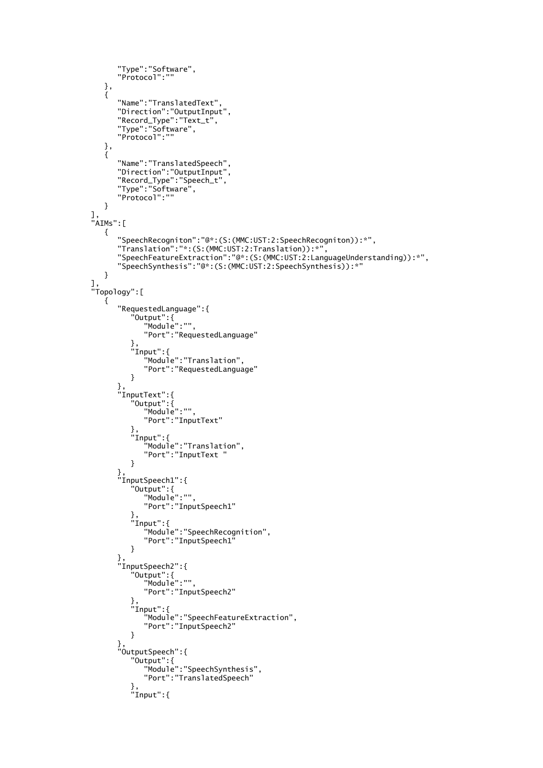```
            "Type":"Software",
            "Protocol":""
         },
         {
            "Name":"TranslatedText",
            "Direction":"OutputInput",
            "Record_Type":"Text_t",
            "Type":"Software",
            "Protocol":""
         },
         {
            "Name":"TranslatedSpeech",
            "Direction":"OutputInput",
            "Record_Type":"Speech_t",
            "Type":"Software",
            "Protocol":""
         }
      ],
      "AIMs":[
         {
            "SpeechRecogniton":"@*:(S:(MMC:UST:2:SpeechRecogniton)):*",
            "Translation":"*:(S:(MMC:UST:2:Translation)):*",
            "SpeechFeatureExtraction":"@*:(S:(MMC:UST:2:LanguageUnderstanding)):*",
            "SpeechSynthesis":"@*:(S:(MMC:UST:2:SpeechSynthesis)):*"
         }
      ],
      "Topology":[
         {
            "RequestedLanguage":{
               "Output":{
                  "Module":"",
                  "Port":"RequestedLanguage"
               },
               "Input":{
                  "Module":"Translation",
                  "Port":"RequestedLanguage"
               }
            },
            "InputText":{
               "Output":{
                  "Module":"",
                  "Port":"InputText"
               },
               "Input":{
                  "Module":"Translation",
                  "Port":"InputText "
               }
            },
            "InputSpeech1":{
               "Output":{
                  "Module":"",
                  "Port":"InputSpeech1"
               },
               "Input":{
                  "Module":"SpeechRecognition",
                  "Port":"InputSpeech1"
               }
            },
            "InputSpeech2":{
               "Output":{
                  "Module":"",
                  "Port":"InputSpeech2"
               },
               "Input":{
                  "Module":"SpeechFeatureExtraction",
                  "Port":"InputSpeech2"
               }
            },
            "OutputSpeech":{
               "Output":{
                  "Module":"SpeechSynthesis",
                  "Port":"TranslatedSpeech"
               },
               "Input":{
```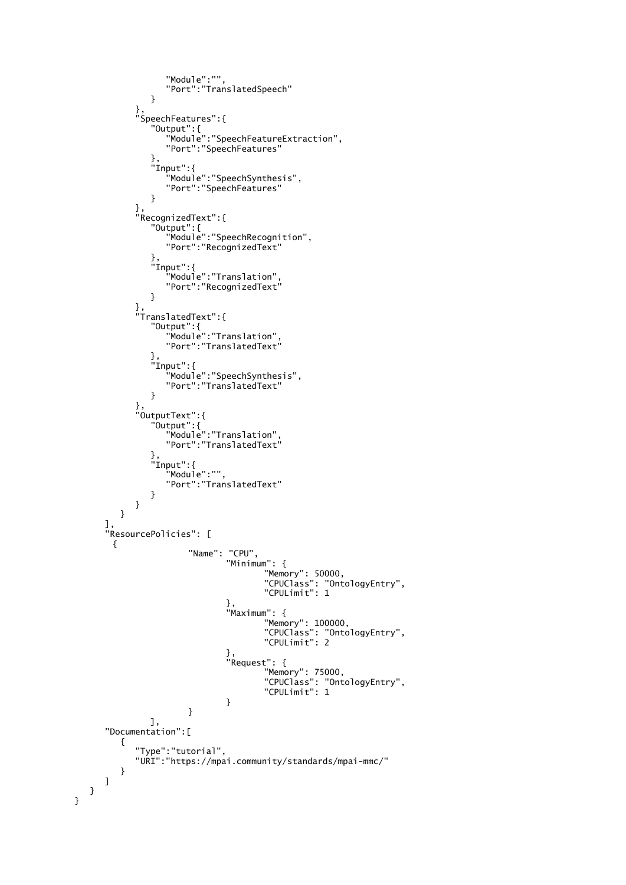```
                  "Module":"",
                  "Port":"TranslatedSpeech"
               }
            },
            "SpeechFeatures":{
               "Output":{
                  "Module":"SpeechFeatureExtraction",
                  "Port":"SpeechFeatures"
               },
               "Input":{
                  "Module":"SpeechSynthesis",
                  "Port":"SpeechFeatures"
               }
            },
            "RecognizedText":{
               "Output":{
                  "Module":"SpeechRecognition",
                  "Port":"RecognizedText"
               },
               "Input":{
                  "Module":"Translation",
                  "Port":"RecognizedText"
               }
            },
            "TranslatedText":{
               "Output":{
                  "Module":"Translation",
                  "Port":"TranslatedText"
               },
               "Input":{
                  "Module":"SpeechSynthesis",
                  "Port":"TranslatedText"
               }
            },
            "OutputText":{
               "Output":{
                  "Module":"Translation",
                  "Port":"TranslatedText"
               },
               "Input":{
                  "Module":"",
                  "Port":"TranslatedText"
               }
            }
         }
      ],
      "ResourcePolicies": [
        {
                    "Name": "CPU",
                           "Minimum": {
                                  "Memory": 50000,
                                  "CPUClass": "OntologyEntry",
                                  "CPULimit": 1
                           },
                           "Maximum": {
                                  "Memory": 100000,
                                  "CPUClass": "OntologyEntry",
                                  "CPULimit": 2
                           },
                           "Request": {
                                  "Memory": 75000,
                                  "CPUClass": "OntologyEntry",
                                  "CPULimit": 1
                           }
                    }
             ],
      "Documentation":[
         {
            "Type":"tutorial",
            "URI":"https://mpai.community/standards/mpai-mmc/"
         }
      ]
   }
}
```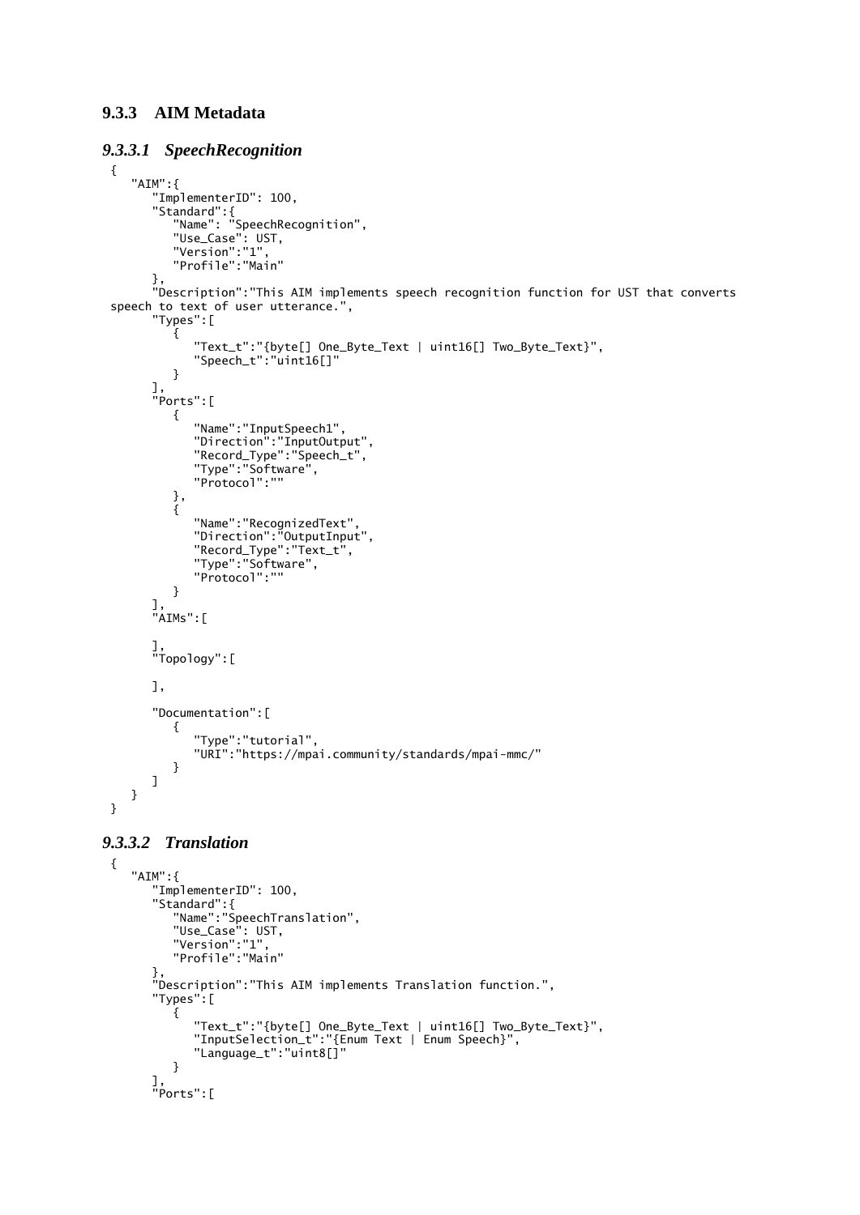### 9.3.3 AIM Metadata

#### *9.3.3.1 SpeechRecognition*

```
{
   "AIM":{
      "ImplementerID": 100,
      "Standard":{
         "Name": "SpeechRecognition",
         "Use_Case": UST,
         "Version":"1",
         "Profile":"Main"
      },
      "Description":"This AIM implements speech recognition function for UST that converts
speech to text of user utterance.",
      "Types":[
         {
            "Text_t":"{byte[] One_Byte_Text | uint16[] Two_Byte_Text}",
            "Speech_t":"uint16[]"
         }
      ],
      "Ports":[
         {
            "Name":"InputSpeech1",
            "Direction":"InputOutput",
            "Record_Type":"Speech_t",
            "Type":"Software",
            "Protocol":""
         },
         {
            "Name":"RecognizedText",
            "Direction":"OutputInput",
            "Record_Type":"Text_t",
            "Type":"Software",
            "Protocol":""
         }
      ],
      "AIMs":[

      ],
      "Topology":[

      ],

      "Documentation":[
         {
            "Type":"tutorial",
            "URI":"https://mpai.community/standards/mpai-mmc/"
         }
      ]
   }
}
```

#### *9.3.3.2 Translation*

```
{
   "AIM":{
      "ImplementerID": 100,
      "Standard":{
         "Name":"SpeechTranslation",
         "Use_Case": UST,
         "Version":"1",
         "Profile":"Main"
      },
      "Description":"This AIM implements Translation function.",
      "Types":[
         {
            "Text_t":"{byte[] One_Byte_Text | uint16[] Two_Byte_Text}",
            "InputSelection_t":"{Enum Text | Enum Speech}",
            "Language_t":"uint8[]"
         }
      ],
      "Ports":[
```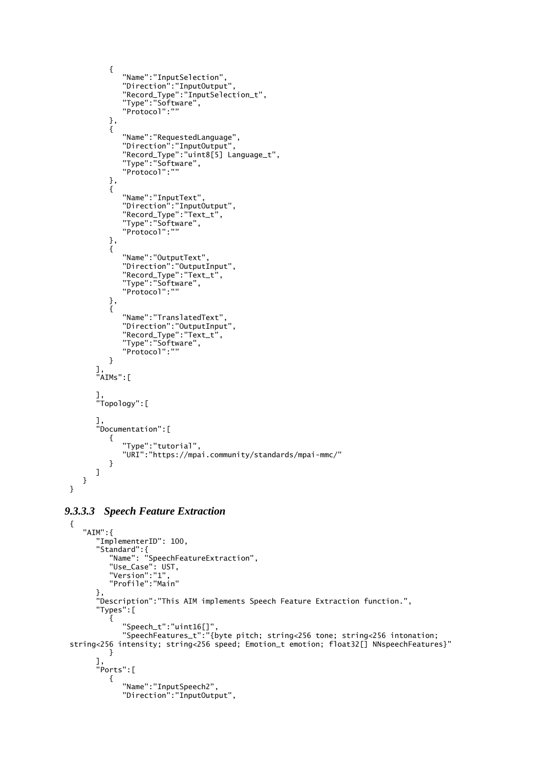```
         {
            "Name":"InputSelection",
            "Direction":"InputOutput",
            "Record_Type":"InputSelection_t",
            "Type":"Software",
            "Protocol":""
         },
         {
            "Name":"RequestedLanguage",
            "Direction":"InputOutput",
            "Record_Type":"uint8[5] Language_t",
            "Type":"Software",
            "Protocol":""
         },
         {
            "Name":"InputText",
            "Direction":"InputOutput",
            "Record_Type":"Text_t",
            "Type":"Software",
            "Protocol":""
         },
         {
            "Name":"OutputText",
            "Direction":"OutputInput",
            "Record_Type":"Text_t",
            "Type":"Software",
            "Protocol":""
         },
         {
            "Name":"TranslatedText",
            "Direction":"OutputInput",
            "Record_Type":"Text_t",
            "Type":"Software",
            "Protocol":""
         }
      ],
      "AIMs":[

      ],
      "Topology":[

      ],
      "Documentation":[
         {
            "Type":"tutorial",
            "URI":"https://mpai.community/standards/mpai-mmc/"
         }
      ]
   }
}
```

#### *9.3.3.3 Speech Feature Extraction*

```
{
   "AIM":{
      "ImplementerID": 100,
      "Standard":{
         "Name": "SpeechFeatureExtraction",
         "Use_Case": UST,
         "Version":"1",
         "Profile":"Main"
      },
      "Description":"This AIM implements Speech Feature Extraction function.",
      "Types":[
         {
            "Speech_t":"uint16[]",
            "SpeechFeatures_t":"{byte pitch; string<256 tone; string<256 intonation;
string<256 intensity; string<256 speed; Emotion_t emotion; float32[] NNspeechFeatures}"
         }
      ],
      "Ports":[
         {
            "Name":"InputSpeech2",
            "Direction":"InputOutput",
```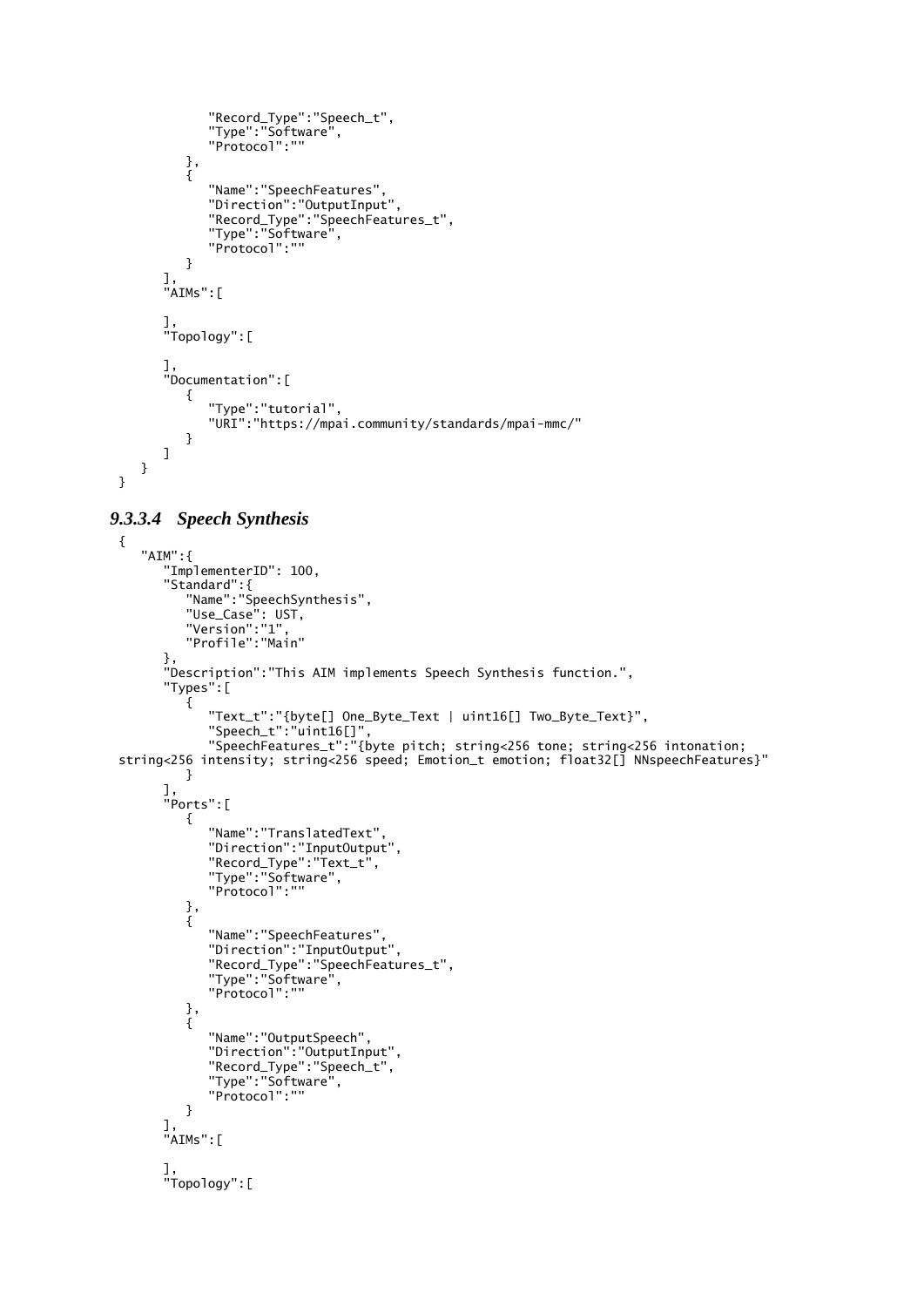```
            "Record_Type":"Speech_t",
            "Type":"Software",
            "Protocol":""
         },
         {
            "Name":"SpeechFeatures",
            "Direction":"OutputInput",
            "Record_Type":"SpeechFeatures_t",
            "Type":"Software",
            "Protocol":""
         }
      ],
      "AIMs":[

      ],
      "Topology":[

      ],
      "Documentation":[
         {
            "Type":"tutorial",
            "URI":"https://mpai.community/standards/mpai-mmc/"
         }
      ]
   }
}
```

#### *9.3.3.4 Speech Synthesis*

```
{
   "AIM":{
      "ImplementerID": 100,
      "Standard":{
         "Name":"SpeechSynthesis",
         "Use_Case": UST,
         "Version":"1",
         "Profile":"Main"
      },
      "Description":"This AIM implements Speech Synthesis function.",
      "Types":[
         {
            "Text_t":"{byte[] One_Byte_Text | uint16[] Two_Byte_Text}",
            "Speech_t":"uint16[]",
            "SpeechFeatures_t":"{byte pitch; string<256 tone; string<256 intonation;
string<256 intensity; string<256 speed; Emotion_t emotion; float32[] NNspeechFeatures}"
         }
      ],
      "Ports":[
         {
            "Name":"TranslatedText",
            "Direction":"InputOutput",
            "Record_Type":"Text_t",
            "Type":"Software",
            "Protocol":""
         },
         {
            "Name":"SpeechFeatures",
            "Direction":"InputOutput",
            "Record_Type":"SpeechFeatures_t",
            "Type":"Software",
            "Protocol":""
         },
         {
            "Name":"OutputSpeech",
            "Direction":"OutputInput",
            "Record_Type":"Speech_t",
            "Type":"Software",
            "Protocol":""
         }
      ],
      "AIMs":[

      ],
      "Topology":[
```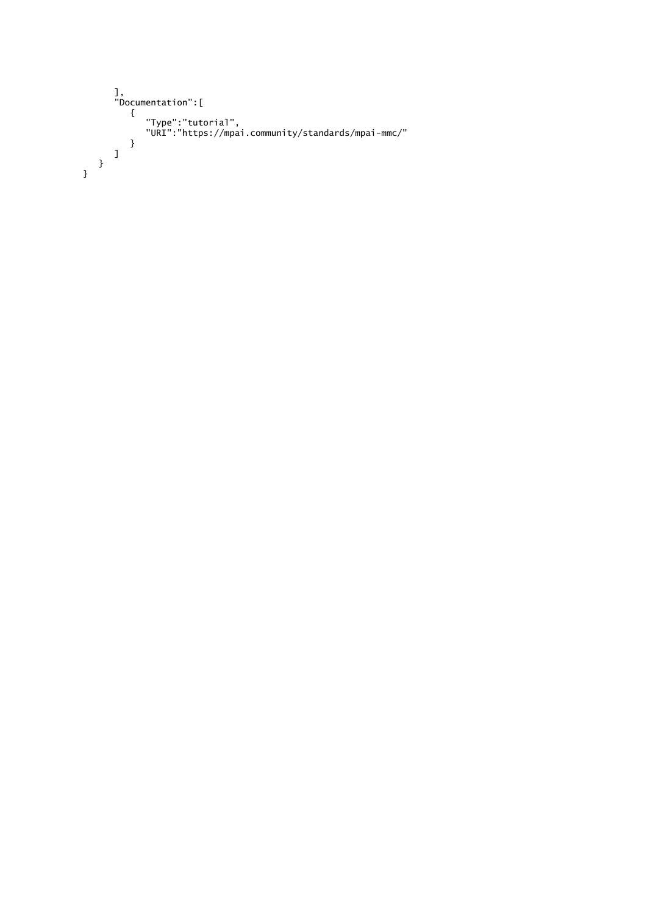```
      ],
      "Documentation":[
         {
            "Type":"tutorial",
            "URI":"https://mpai.community/standards/mpai-mmc/"
         }
      ]
   }
}
```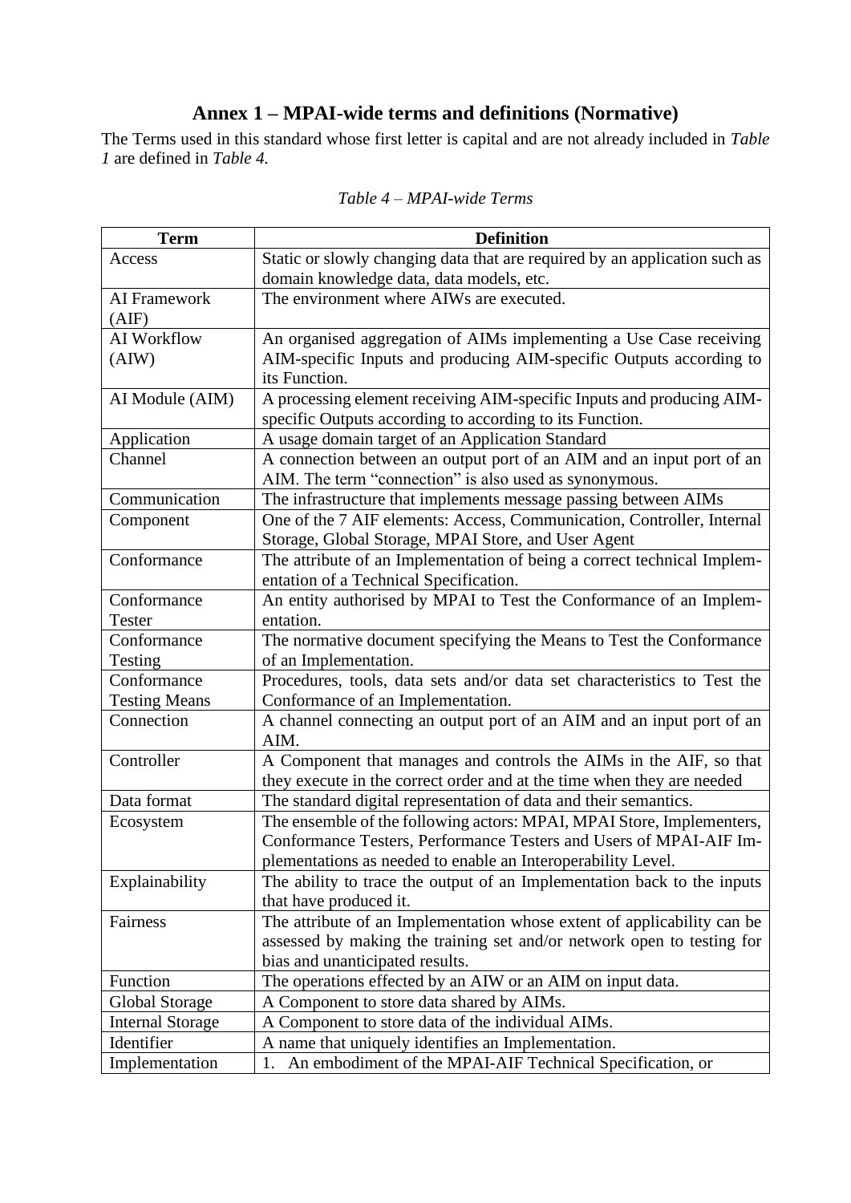# Annex 1 – MPAI-wide terms and definitions (Normative)

The Terms used in this standard whose first letter is capital and are not already included in *Table 1* are defined in *Table 4.*

*Table 4 – MPAI-wide Terms*

| Term | Definition |
|---|---|
| Access | Static or slowly changing data that are required by an application such as domain knowledge data, data models, etc. |
| AI Framework (AIF) | The environment where AIWs are executed. |
| AI Workflow (AIW) | An organised aggregation of AIMs implementing a Use Case receiving AIM-specific Inputs and producing AIM-specific Outputs according to its Function. |
| AI Module (AIM) | A processing element receiving AIM-specific Inputs and producing AIM-specific Outputs according to according to its Function. |
| Application | A usage domain target of an Application Standard |
| Channel | A connection between an output port of an AIM and an input port of an AIM. The term "connection" is also used as synonymous. |
| Communication | The infrastructure that implements message passing between AIMs |
| Component | One of the 7 AIF elements: Access, Communication, Controller, Internal Storage, Global Storage, MPAI Store, and User Agent |
| Conformance | The attribute of an Implementation of being a correct technical Implementation of a Technical Specification. |
| Conformance Tester | An entity authorised by MPAI to Test the Conformance of an Implementation. |
| Conformance Testing | The normative document specifying the Means to Test the Conformance of an Implementation. |
| Conformance Testing Means | Procedures, tools, data sets and/or data set characteristics to Test the Conformance of an Implementation. |
| Connection | A channel connecting an output port of an AIM and an input port of an AIM. |
| Controller | A Component that manages and controls the AIMs in the AIF, so that they execute in the correct order and at the time when they are needed |
| Data format | The standard digital representation of data and their semantics. |
| Ecosystem | The ensemble of the following actors: MPAI, MPAI Store, Implementers, Conformance Testers, Performance Testers and Users of MPAI-AIF Implementations as needed to enable an Interoperability Level. |
| Explainability | The ability to trace the output of an Implementation back to the inputs that have produced it. |
| Fairness | The attribute of an Implementation whose extent of applicability can be assessed by making the training set and/or network open to testing for bias and unanticipated results. |
| Function | The operations effected by an AIW or an AIM on input data. |
| Global Storage | A Component to store data shared by AIMs. |
| Internal Storage | A Component to store data of the individual AIMs. |
| Identifier | A name that uniquely identifies an Implementation. |
| Implementation | 1. An embodiment of the MPAI-AIF Technical Specification, or |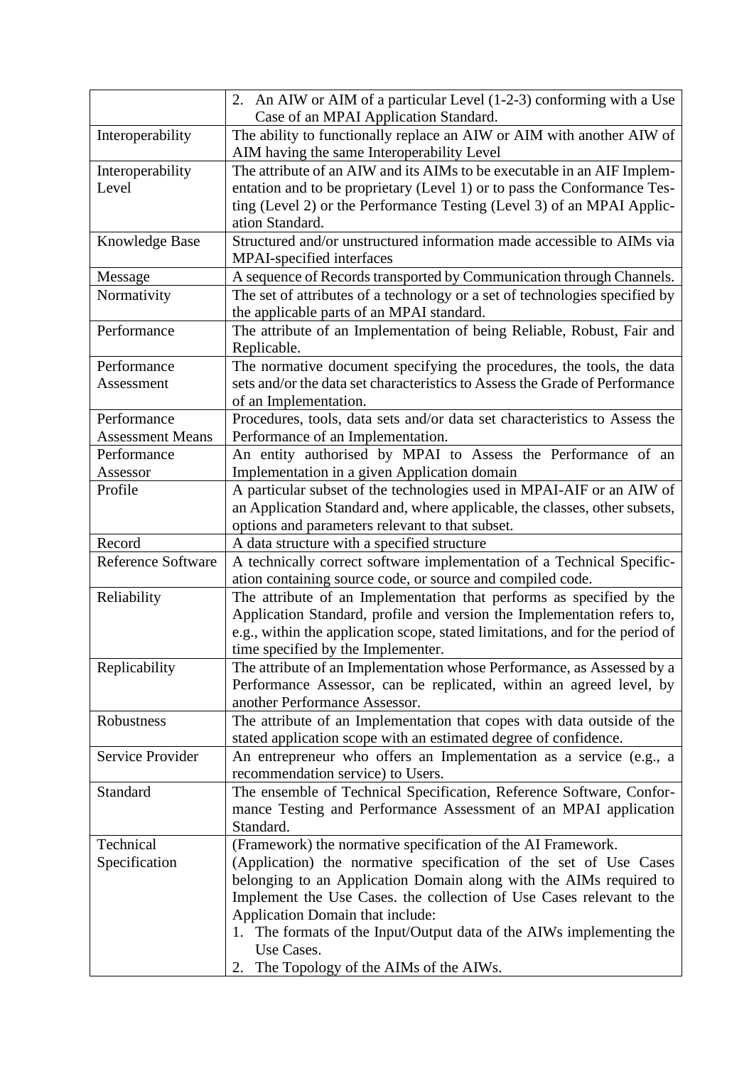| | |
|---|---|
| | 2. An AIW or AIM of a particular Level (1-2-3) conforming with a Use Case of an MPAI Application Standard. |
| Interoperability | The ability to functionally replace an AIW or AIM with another AIW of AIM having the same Interoperability Level |
| Interoperability Level | The attribute of an AIW and its AIMs to be executable in an AIF Implementation and to be proprietary (Level 1) or to pass the Conformance Testing (Level 2) or the Performance Testing (Level 3) of an MPAI Application Standard. |
| Knowledge Base | Structured and/or unstructured information made accessible to AIMs via MPAI-specified interfaces |
| Message | A sequence of Records transported by Communication through Channels. |
| Normativity | The set of attributes of a technology or a set of technologies specified by the applicable parts of an MPAI standard. |
| Performance | The attribute of an Implementation of being Reliable, Robust, Fair and Replicable. |
| Performance Assessment | The normative document specifying the procedures, the tools, the data sets and/or the data set characteristics to Assess the Grade of Performance of an Implementation. |
| Performance Assessment Means | Procedures, tools, data sets and/or data set characteristics to Assess the Performance of an Implementation. |
| Performance Assessor | An entity authorised by MPAI to Assess the Performance of an Implementation in a given Application domain |
| Profile | A particular subset of the technologies used in MPAI-AIF or an AIW of an Application Standard and, where applicable, the classes, other subsets, options and parameters relevant to that subset. |
| Record | A data structure with a specified structure |
| Reference Software | A technically correct software implementation of a Technical Specification containing source code, or source and compiled code. |
| Reliability | The attribute of an Implementation that performs as specified by the Application Standard, profile and version the Implementation refers to, e.g., within the application scope, stated limitations, and for the period of time specified by the Implementer. |
| Replicability | The attribute of an Implementation whose Performance, as Assessed by a Performance Assessor, can be replicated, within an agreed level, by another Performance Assessor. |
| Robustness | The attribute of an Implementation that copes with data outside of the stated application scope with an estimated degree of confidence. |
| Service Provider | An entrepreneur who offers an Implementation as a service (e.g., a recommendation service) to Users. |
| Standard | The ensemble of Technical Specification, Reference Software, Conformance Testing and Performance Assessment of an MPAI application Standard. |
| Technical Specification | (Framework) the normative specification of the AI Framework.<br>(Application) the normative specification of the set of Use Cases belonging to an Application Domain along with the AIMs required to Implement the Use Cases. the collection of Use Cases relevant to the Application Domain that include:<br>1. The formats of the Input/Output data of the AIWs implementing the Use Cases.<br>2. The Topology of the AIMs of the AIWs. |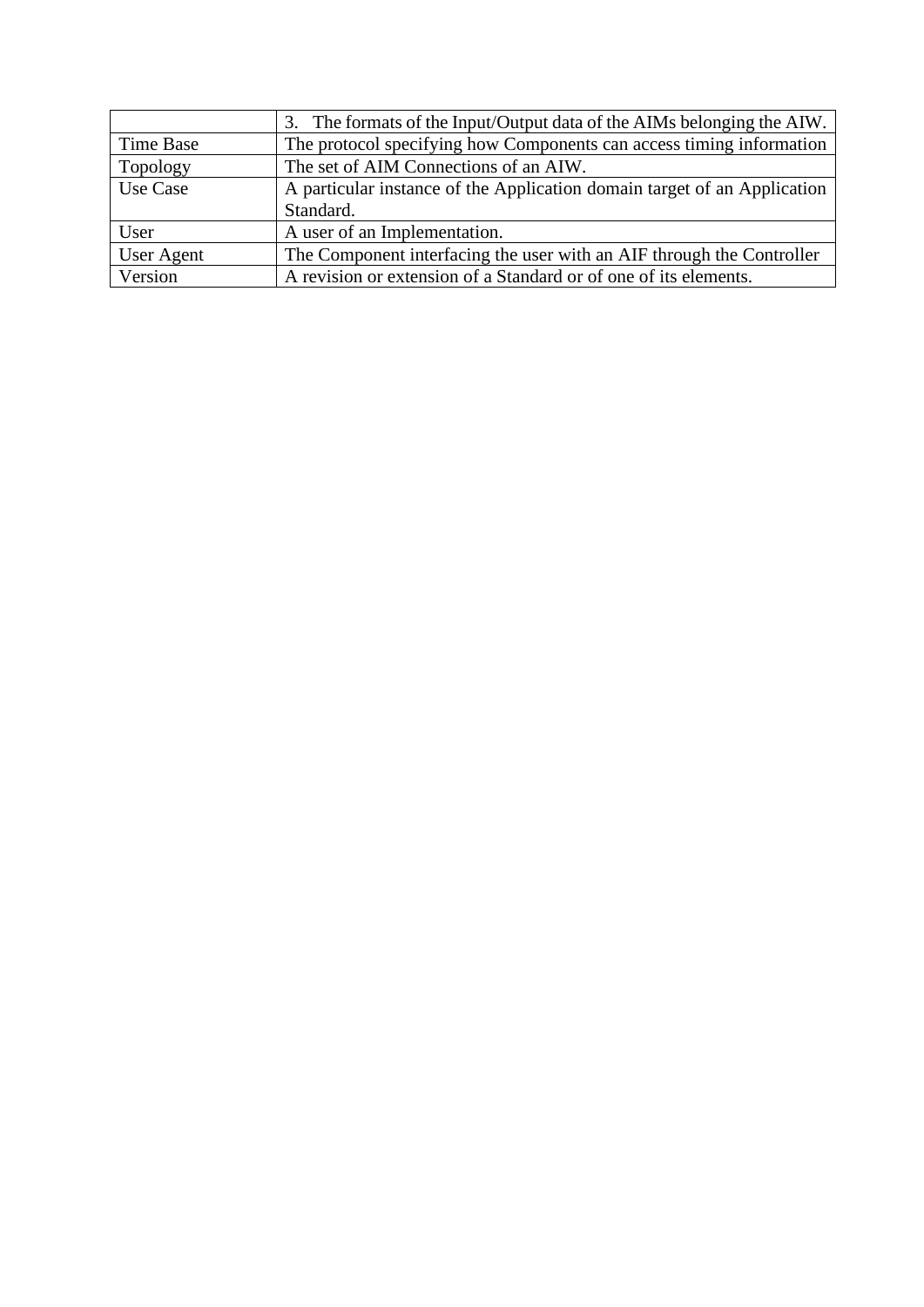| | |
|---|---|
| | 3. The formats of the Input/Output data of the AIMs belonging the AIW. |
| Time Base | The protocol specifying how Components can access timing information |
| Topology | The set of AIM Connections of an AIW. |
| Use Case | A particular instance of the Application domain target of an Application Standard. |
| User | A user of an Implementation. |
| User Agent | The Component interfacing the user with an AIF through the Controller |
| Version | A revision or extension of a Standard or of one of its elements. |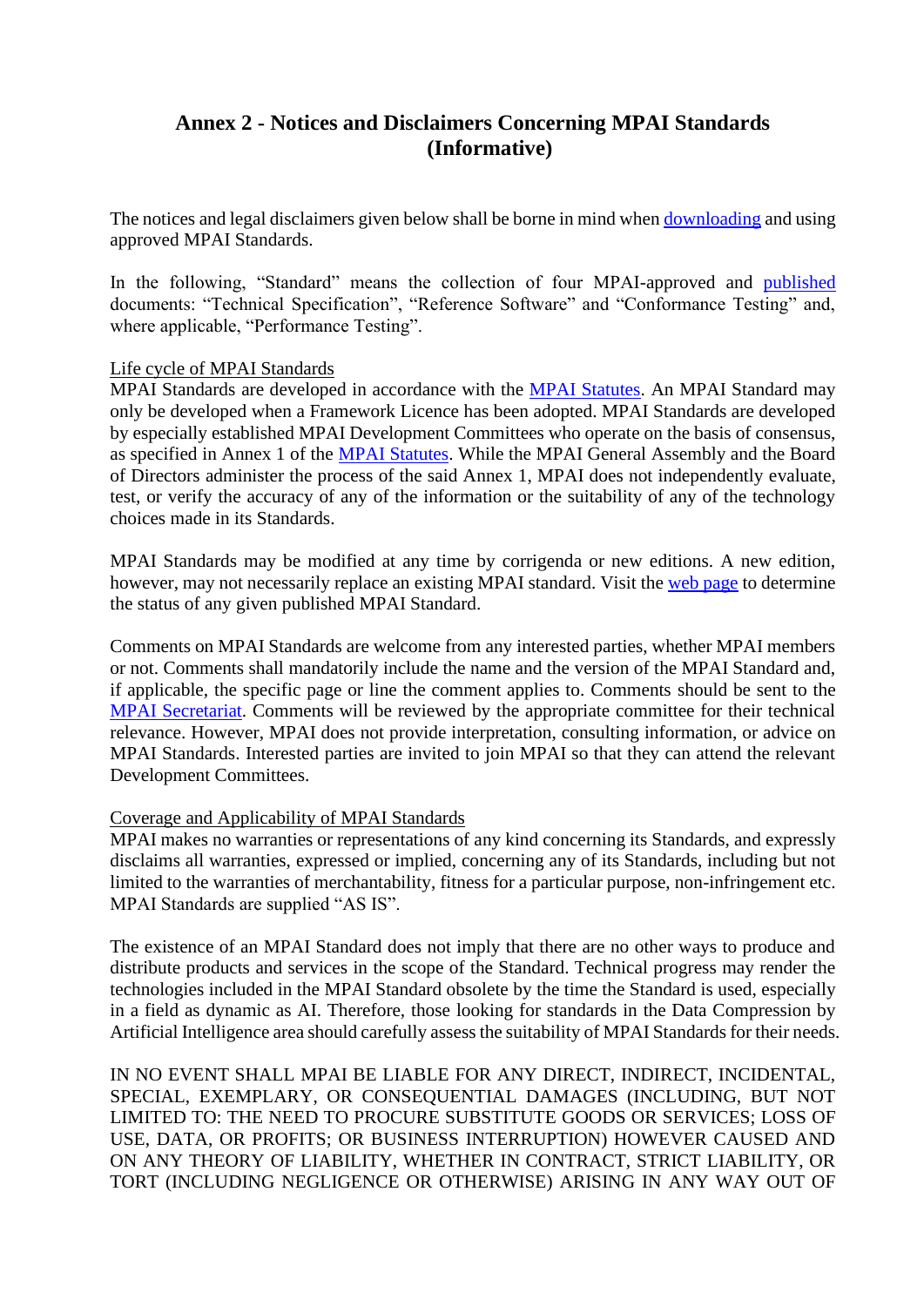# Annex 2 - Notices and Disclaimers Concerning MPAI Standards (Informative)

The notices and legal disclaimers given below shall be borne in mind when downloading and using approved MPAI Standards.

In the following, "Standard" means the collection of four MPAI-approved and published documents: "Technical Specification", "Reference Software" and "Conformance Testing" and, where applicable, "Performance Testing".

Life cycle of MPAI Standards

MPAI Standards are developed in accordance with the MPAI Statutes. An MPAI Standard may only be developed when a Framework Licence has been adopted. MPAI Standards are developed by especially established MPAI Development Committees who operate on the basis of consensus, as specified in Annex 1 of the MPAI Statutes. While the MPAI General Assembly and the Board of Directors administer the process of the said Annex 1, MPAI does not independently evaluate, test, or verify the accuracy of any of the information or the suitability of any of the technology choices made in its Standards.

MPAI Standards may be modified at any time by corrigenda or new editions. A new edition, however, may not necessarily replace an existing MPAI standard. Visit the web page to determine the status of any given published MPAI Standard.

Comments on MPAI Standards are welcome from any interested parties, whether MPAI members or not. Comments shall mandatorily include the name and the version of the MPAI Standard and, if applicable, the specific page or line the comment applies to. Comments should be sent to the MPAI Secretariat. Comments will be reviewed by the appropriate committee for their technical relevance. However, MPAI does not provide interpretation, consulting information, or advice on MPAI Standards. Interested parties are invited to join MPAI so that they can attend the relevant Development Committees.

Coverage and Applicability of MPAI Standards

MPAI makes no warranties or representations of any kind concerning its Standards, and expressly disclaims all warranties, expressed or implied, concerning any of its Standards, including but not limited to the warranties of merchantability, fitness for a particular purpose, non-infringement etc. MPAI Standards are supplied "AS IS".

The existence of an MPAI Standard does not imply that there are no other ways to produce and distribute products and services in the scope of the Standard. Technical progress may render the technologies included in the MPAI Standard obsolete by the time the Standard is used, especially in a field as dynamic as AI. Therefore, those looking for standards in the Data Compression by Artificial Intelligence area should carefully assess the suitability of MPAI Standards for their needs.

IN NO EVENT SHALL MPAI BE LIABLE FOR ANY DIRECT, INDIRECT, INCIDENTAL, SPECIAL, EXEMPLARY, OR CONSEQUENTIAL DAMAGES (INCLUDING, BUT NOT LIMITED TO: THE NEED TO PROCURE SUBSTITUTE GOODS OR SERVICES; LOSS OF USE, DATA, OR PROFITS; OR BUSINESS INTERRUPTION) HOWEVER CAUSED AND ON ANY THEORY OF LIABILITY, WHETHER IN CONTRACT, STRICT LIABILITY, OR TORT (INCLUDING NEGLIGENCE OR OTHERWISE) ARISING IN ANY WAY OUT OF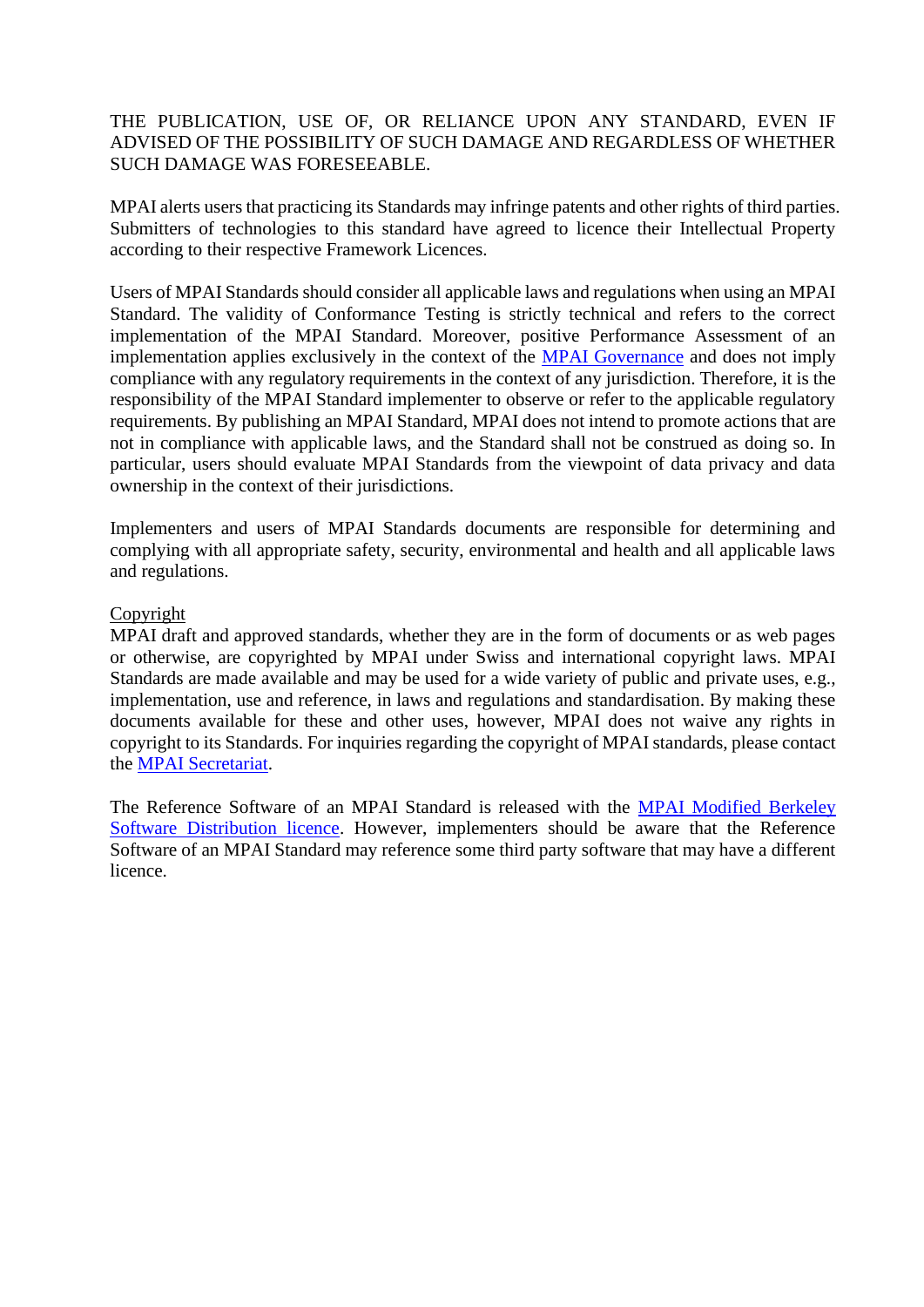THE PUBLICATION, USE OF, OR RELIANCE UPON ANY STANDARD, EVEN IF ADVISED OF THE POSSIBILITY OF SUCH DAMAGE AND REGARDLESS OF WHETHER SUCH DAMAGE WAS FORESEEABLE.

MPAI alerts users that practicing its Standards may infringe patents and other rights of third parties. Submitters of technologies to this standard have agreed to licence their Intellectual Property according to their respective Framework Licences.

Users of MPAI Standards should consider all applicable laws and regulations when using an MPAI Standard. The validity of Conformance Testing is strictly technical and refers to the correct implementation of the MPAI Standard. Moreover, positive Performance Assessment of an implementation applies exclusively in the context of the MPAI Governance and does not imply compliance with any regulatory requirements in the context of any jurisdiction. Therefore, it is the responsibility of the MPAI Standard implementer to observe or refer to the applicable regulatory requirements. By publishing an MPAI Standard, MPAI does not intend to promote actions that are not in compliance with applicable laws, and the Standard shall not be construed as doing so. In particular, users should evaluate MPAI Standards from the viewpoint of data privacy and data ownership in the context of their jurisdictions.

Implementers and users of MPAI Standards documents are responsible for determining and complying with all appropriate safety, security, environmental and health and all applicable laws and regulations.

Copyright

MPAI draft and approved standards, whether they are in the form of documents or as web pages or otherwise, are copyrighted by MPAI under Swiss and international copyright laws. MPAI Standards are made available and may be used for a wide variety of public and private uses, e.g., implementation, use and reference, in laws and regulations and standardisation. By making these documents available for these and other uses, however, MPAI does not waive any rights in copyright to its Standards. For inquiries regarding the copyright of MPAI standards, please contact the MPAI Secretariat.

The Reference Software of an MPAI Standard is released with the MPAI Modified Berkeley Software Distribution licence. However, implementers should be aware that the Reference Software of an MPAI Standard may reference some third party software that may have a different licence.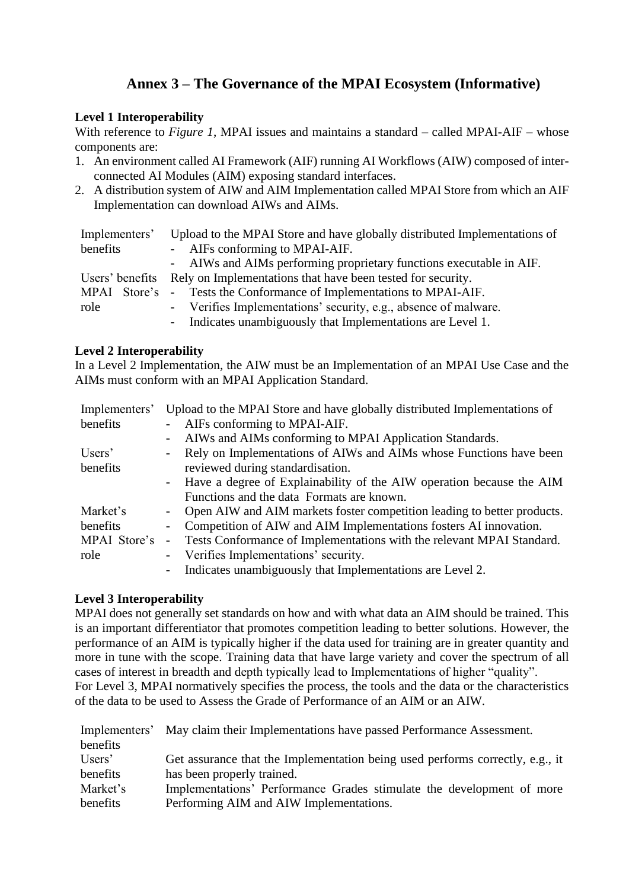# Annex 3 – The Governance of the MPAI Ecosystem (Informative)

**Level 1 Interoperability**

With reference to *Figure 1*, MPAI issues and maintains a standard – called MPAI-AIF – whose components are:

1. An environment called AI Framework (AIF) running AI Workflows (AIW) composed of inter-connected AI Modules (AIM) exposing standard interfaces.
2. A distribution system of AIW and AIM Implementation called MPAI Store from which an AIF Implementation can download AIWs and AIMs.

| | |
|---|---|
| Implementers' benefits | Upload to the MPAI Store and have globally distributed Implementations of<br>- AIFs conforming to MPAI-AIF.<br>- AIWs and AIMs performing proprietary functions executable in AIF. |
| Users' benefits | Rely on Implementations that have been tested for security. |
| MPAI Store's role | - Tests the Conformance of Implementations to MPAI-AIF.<br>- Verifies Implementations' security, e.g., absence of malware.<br>- Indicates unambiguously that Implementations are Level 1. |

**Level 2 Interoperability**

In a Level 2 Implementation, the AIW must be an Implementation of an MPAI Use Case and the AIMs must conform with an MPAI Application Standard.

| | |
|---|---|
| Implementers' benefits | Upload to the MPAI Store and have globally distributed Implementations of<br>- AIFs conforming to MPAI-AIF.<br>- AIWs and AIMs conforming to MPAI Application Standards. |
| Users' benefits | - Rely on Implementations of AIWs and AIMs whose Functions have been reviewed during standardisation.<br>- Have a degree of Explainability of the AIW operation because the AIM Functions and the data Formats are known. |
| Market's benefits | - Open AIW and AIM markets foster competition leading to better products.<br>- Competition of AIW and AIM Implementations fosters AI innovation. |
| MPAI Store's role | - Tests Conformance of Implementations with the relevant MPAI Standard.<br>- Verifies Implementations' security.<br>- Indicates unambiguously that Implementations are Level 2. |

**Level 3 Interoperability**

MPAI does not generally set standards on how and with what data an AIM should be trained. This is an important differentiator that promotes competition leading to better solutions. However, the performance of an AIM is typically higher if the data used for training are in greater quantity and more in tune with the scope. Training data that have large variety and cover the spectrum of all cases of interest in breadth and depth typically lead to Implementations of higher "quality".

For Level 3, MPAI normatively specifies the process, the tools and the data or the characteristics of the data to be used to Assess the Grade of Performance of an AIM or an AIW.

| | |
|---|---|
| Implementers' benefits | May claim their Implementations have passed Performance Assessment. |
| Users' benefits | Get assurance that the Implementation being used performs correctly, e.g., it has been properly trained. |
| Market's benefits | Implementations' Performance Grades stimulate the development of more Performing AIM and AIW Implementations. |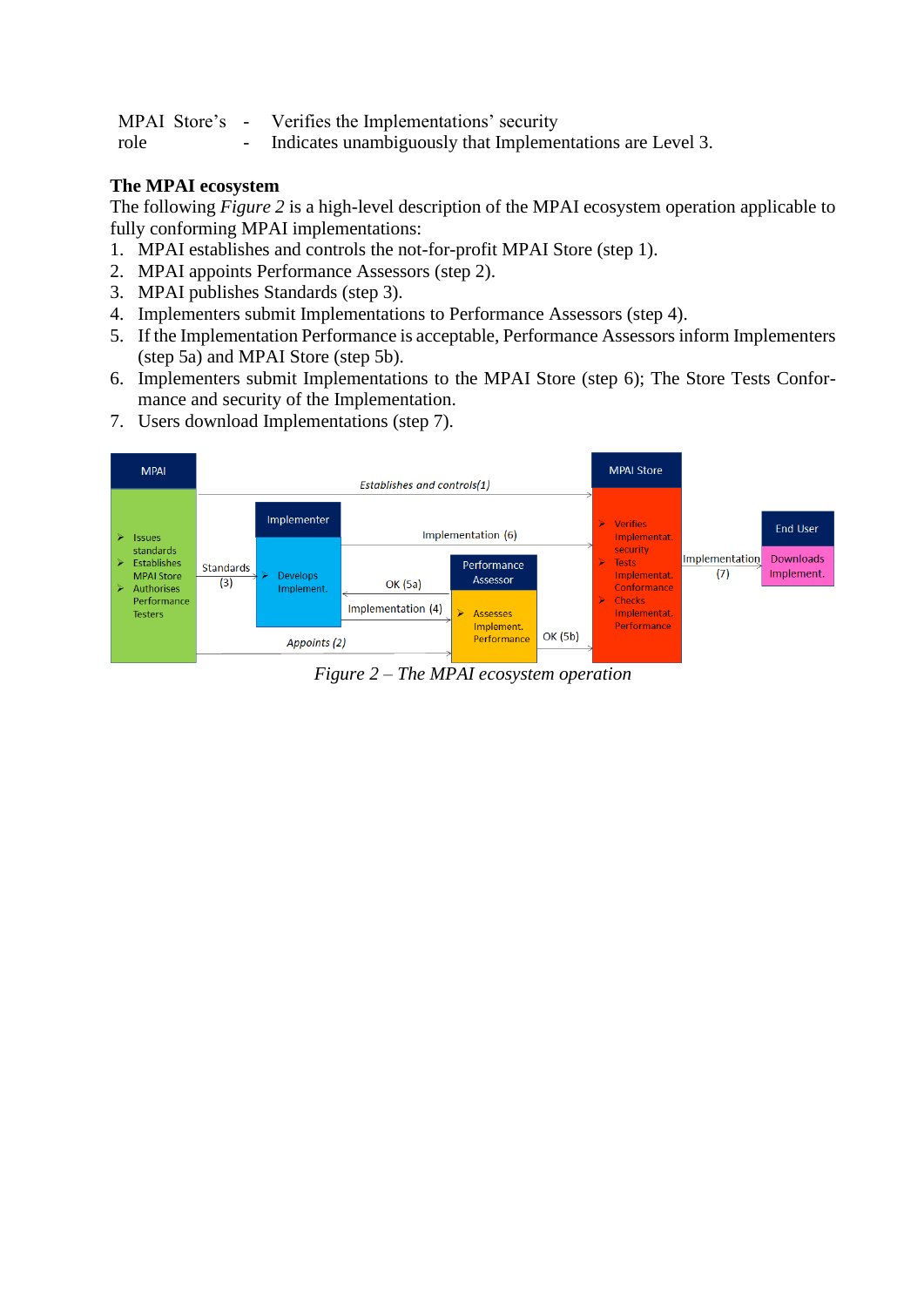| | | |
|---|---|---|
| MPAI Store's role | - | Verifies the Implementations' security |
| | - | Indicates unambiguously that Implementations are Level 3. |

**The MPAI ecosystem**

The following *Figure 2* is a high-level description of the MPAI ecosystem operation applicable to fully conforming MPAI implementations:

1. MPAI establishes and controls the not-for-profit MPAI Store (step 1).
2. MPAI appoints Performance Assessors (step 2).
3. MPAI publishes Standards (step 3).
4. Implementers submit Implementations to Performance Assessors (step 4).
5. If the Implementation Performance is acceptable, Performance Assessors inform Implementers (step 5a) and MPAI Store (step 5b).
6. Implementers submit Implementations to the MPAI Store (step 6); The Store Tests Conformance and security of the Implementation.
7. Users download Implementations (step 7).

MPAI
- Issues standards
- Establishes MPAI Store
- Authorises Performance Testers

Establishes and controls(1)

Implementer
- Develops Implement.

Standards (3)

Implementation (6)

Performance Assessor
- Assesses Implement. Performance

OK (5a)

Implementation (4)

Appoints (2)

OK (5b)

MPAI Store
- Verifies Implementat. security
- Tests Implementat. Conformance
- Checks Implementat. Performance

Implementation (7)

End User

Downloads Implement.

*Figure 2 – The MPAI ecosystem operation*